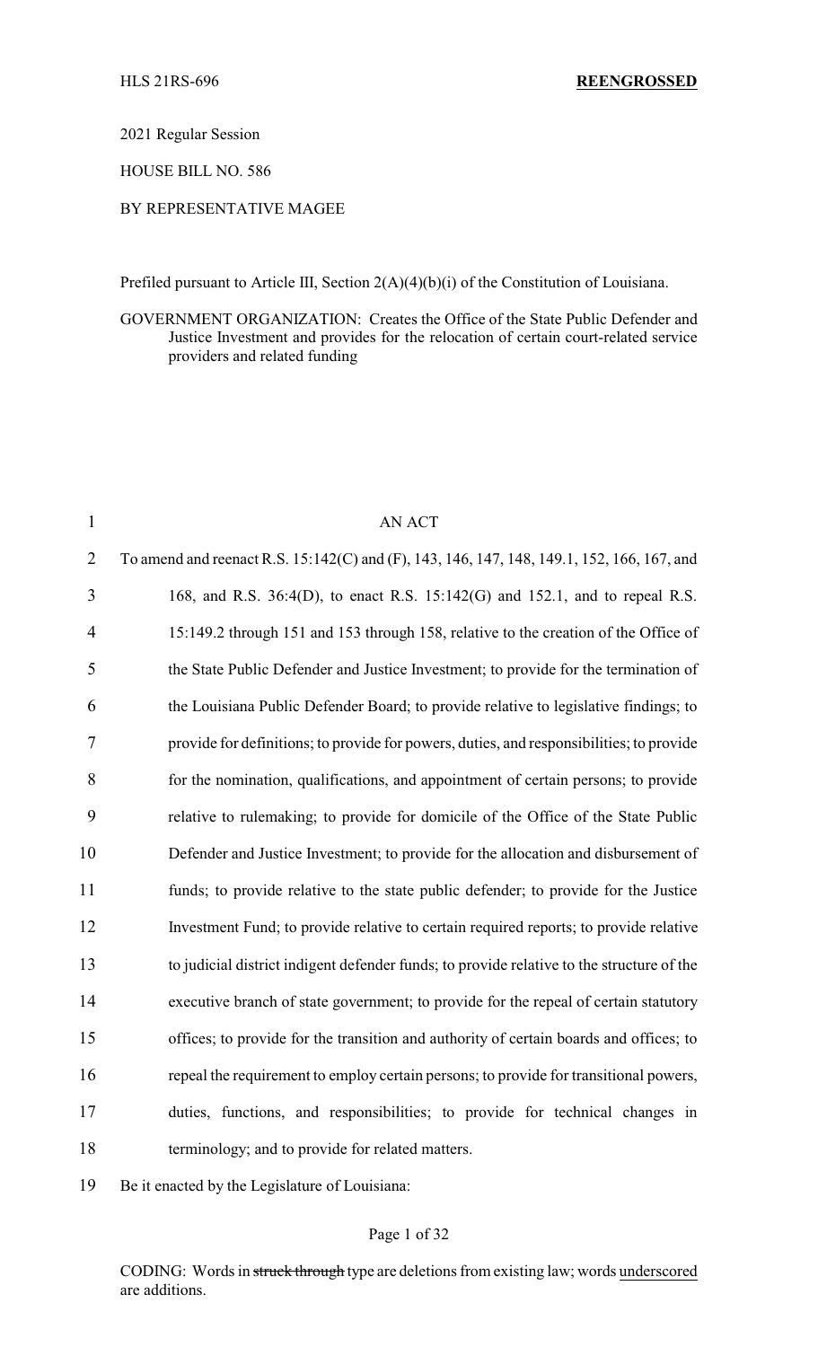HLS 21RS-696 **REENGROSSED**

2021 Regular Session

HOUSE BILL NO. 586

BY REPRESENTATIVE MAGEE

Prefiled pursuant to Article III, Section 2(A)(4)(b)(i) of the Constitution of Louisiana.

GOVERNMENT ORGANIZATION: Creates the Office of the State Public Defender and Justice Investment and provides for the relocation of certain court-related service providers and related funding

AN ACT

To amend and reenact R.S. 15:142(C) and (F), 143, 146, 147, 148, 149.1, 152, 166, 167, and 168, and R.S. 36:4(D), to enact R.S. 15:142(G) and 152.1, and to repeal R.S. 15:149.2 through 151 and 153 through 158, relative to the creation of the Office of the State Public Defender and Justice Investment; to provide for the termination of the Louisiana Public Defender Board; to provide relative to legislative findings; to provide for definitions; to provide for powers, duties, and responsibilities; to provide for the nomination, qualifications, and appointment of certain persons; to provide relative to rulemaking; to provide for domicile of the Office of the State Public Defender and Justice Investment; to provide for the allocation and disbursement of funds; to provide relative to the state public defender; to provide for the Justice Investment Fund; to provide relative to certain required reports; to provide relative to judicial district indigent defender funds; to provide relative to the structure of the executive branch of state government; to provide for the repeal of certain statutory offices; to provide for the transition and authority of certain boards and offices; to repeal the requirement to employ certain persons; to provide for transitional powers, duties, functions, and responsibilities; to provide for technical changes in terminology; and to provide for related matters.

Be it enacted by the Legislature of Louisiana:

CODING: Words in ~~struck through~~ type are deletions from existing law; words <u>underscored</u> are additions.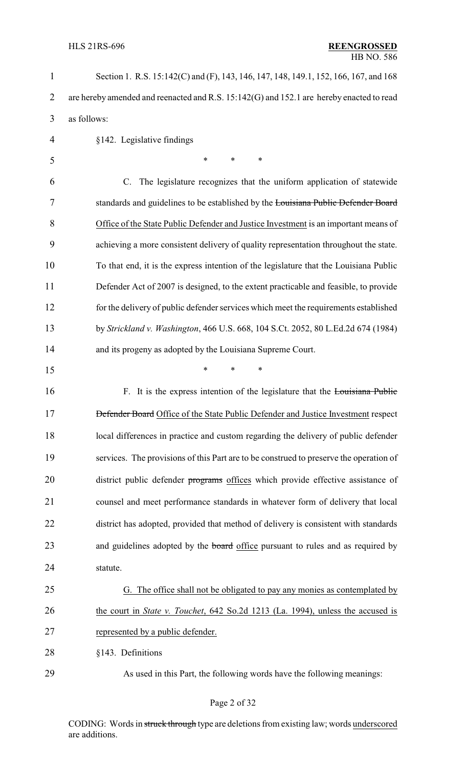Section 1. R.S. 15:142(C) and (F), 143, 146, 147, 148, 149.1, 152, 166, 167, and 168 are hereby amended and reenacted and R.S. 15:142(G) and 152.1 are hereby enacted to read as follows:

§142. Legislative findings

\* \* \*

C. The legislature recognizes that the uniform application of statewide standards and guidelines to be established by the ~~Louisiana Public Defender Board~~ Office of the State Public Defender and Justice Investment is an important means of achieving a more consistent delivery of quality representation throughout the state. To that end, it is the express intention of the legislature that the Louisiana Public Defender Act of 2007 is designed, to the extent practicable and feasible, to provide for the delivery of public defender services which meet the requirements established by *Strickland v. Washington*, 466 U.S. 668, 104 S.Ct. 2052, 80 L.Ed.2d 674 (1984) and its progeny as adopted by the Louisiana Supreme Court.

\* \* \*

F. It is the express intention of the legislature that the ~~Louisiana Public Defender Board~~ Office of the State Public Defender and Justice Investment respect local differences in practice and custom regarding the delivery of public defender services. The provisions of this Part are to be construed to preserve the operation of district public defender ~~programs~~ offices which provide effective assistance of counsel and meet performance standards in whatever form of delivery that local district has adopted, provided that method of delivery is consistent with standards and guidelines adopted by the ~~board~~ office pursuant to rules and as required by statute.

G. The office shall not be obligated to pay any monies as contemplated by the court in *State v. Touchet*, 642 So.2d 1213 (La. 1994), unless the accused is represented by a public defender.

§143. Definitions

As used in this Part, the following words have the following meanings: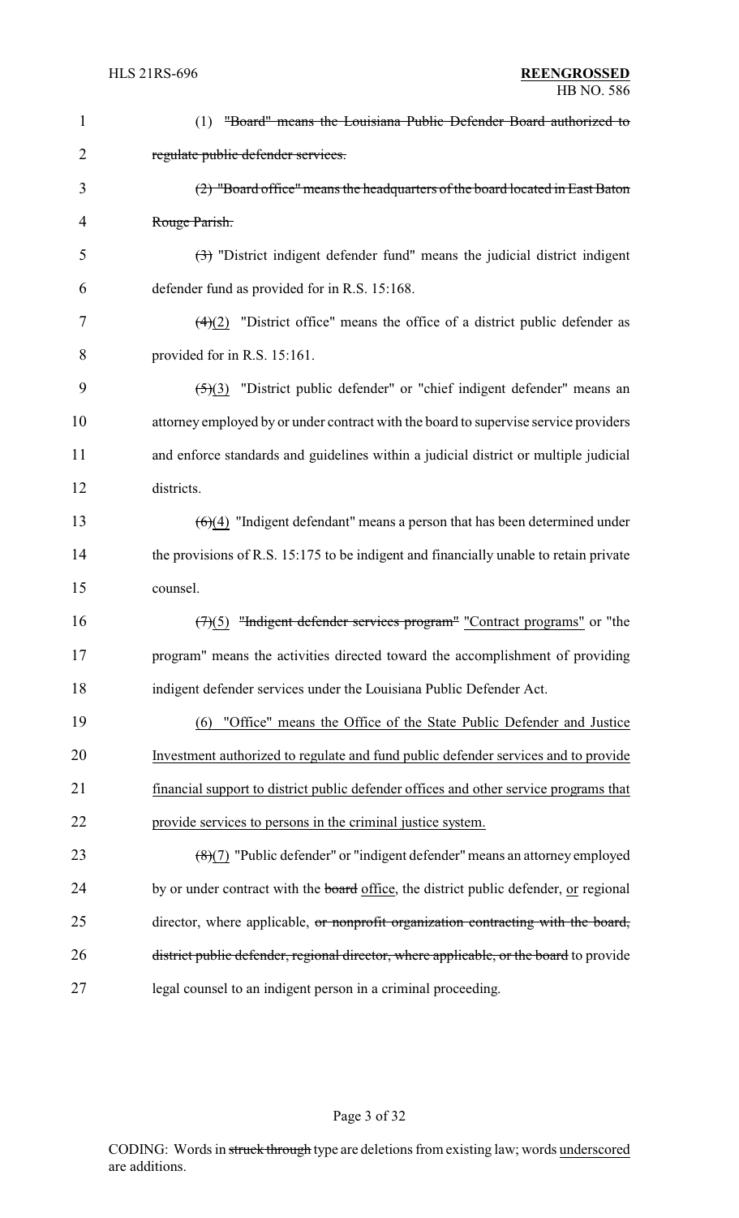(1) ~~"Board" means the Louisiana Public Defender Board authorized to regulate public defender services.~~

~~(2) "Board office" means the headquarters of the board located in East Baton Rouge Parish.~~

~~(3)~~ "District indigent defender fund" means the judicial district indigent defender fund as provided for in R.S. 15:168.

~~(4)~~(2) "District office" means the office of a district public defender as provided for in R.S. 15:161.

~~(5)~~(3) "District public defender" or "chief indigent defender" means an attorney employed by or under contract with the board to supervise service providers and enforce standards and guidelines within a judicial district or multiple judicial districts.

~~(6)~~(4) "Indigent defendant" means a person that has been determined under the provisions of R.S. 15:175 to be indigent and financially unable to retain private counsel.

~~(7)~~(5) ~~"Indigent defender services program"~~ "Contract programs" or "the program" means the activities directed toward the accomplishment of providing indigent defender services under the Louisiana Public Defender Act.

<u>(6) "Office" means the Office of the State Public Defender and Justice Investment authorized to regulate and fund public defender services and to provide financial support to district public defender offices and other service programs that provide services to persons in the criminal justice system.</u>

~~(8)~~(7) "Public defender" or "indigent defender" means an attorney employed by or under contract with the ~~board~~ <u>office</u>, the district public defender, <u>or</u> regional director, where applicable, ~~or nonprofit organization contracting with the board, district public defender, regional director, where applicable, or the board~~ to provide legal counsel to an indigent person in a criminal proceeding.

CODING: Words in ~~struck through~~ type are deletions from existing law; words <u>underscored</u> are additions.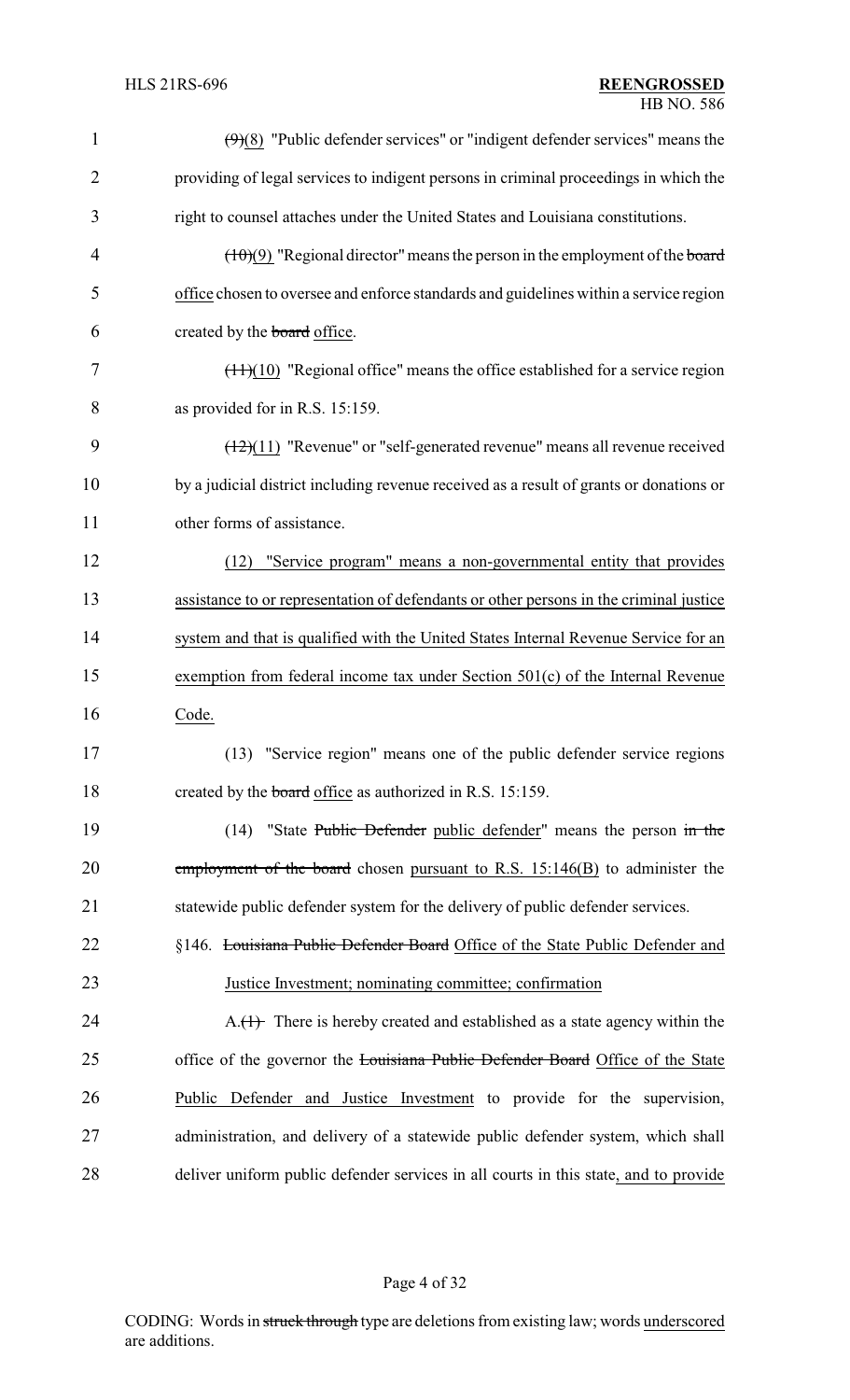~~(9)~~(8) "Public defender services" or "indigent defender services" means the providing of legal services to indigent persons in criminal proceedings in which the right to counsel attaches under the United States and Louisiana constitutions.

~~(10)~~<u>(9)</u> "Regional director" means the person in the employment of the ~~board~~ <u>office</u> chosen to oversee and enforce standards and guidelines within a service region created by the ~~board~~ <u>office</u>.

~~(11)~~<u>(10)</u> "Regional office" means the office established for a service region as provided for in R.S. 15:159.

~~(12)~~<u>(11)</u> "Revenue" or "self-generated revenue" means all revenue received by a judicial district including revenue received as a result of grants or donations or other forms of assistance.

<u>(12) "Service program" means a non-governmental entity that provides assistance to or representation of defendants or other persons in the criminal justice system and that is qualified with the United States Internal Revenue Service for an exemption from federal income tax under Section 501(c) of the Internal Revenue Code.</u>

(13) "Service region" means one of the public defender service regions created by the ~~board~~ <u>office</u> as authorized in R.S. 15:159.

(14) "State ~~Public Defender~~ <u>public defender</u>" means the person ~~in the employment of the board~~ chosen <u>pursuant to R.S. 15:146(B)</u> to administer the statewide public defender system for the delivery of public defender services.

§146. ~~Louisiana Public Defender Board~~ <u>Office of the State Public Defender and Justice Investment; nominating committee; confirmation</u>

A.~~(1)~~ There is hereby created and established as a state agency within the office of the governor the ~~Louisiana Public Defender Board~~ <u>Office of the State Public Defender and Justice Investment</u> to provide for the supervision, administration, and delivery of a statewide public defender system, which shall deliver uniform public defender services in all courts in this state<u>, and to provide</u>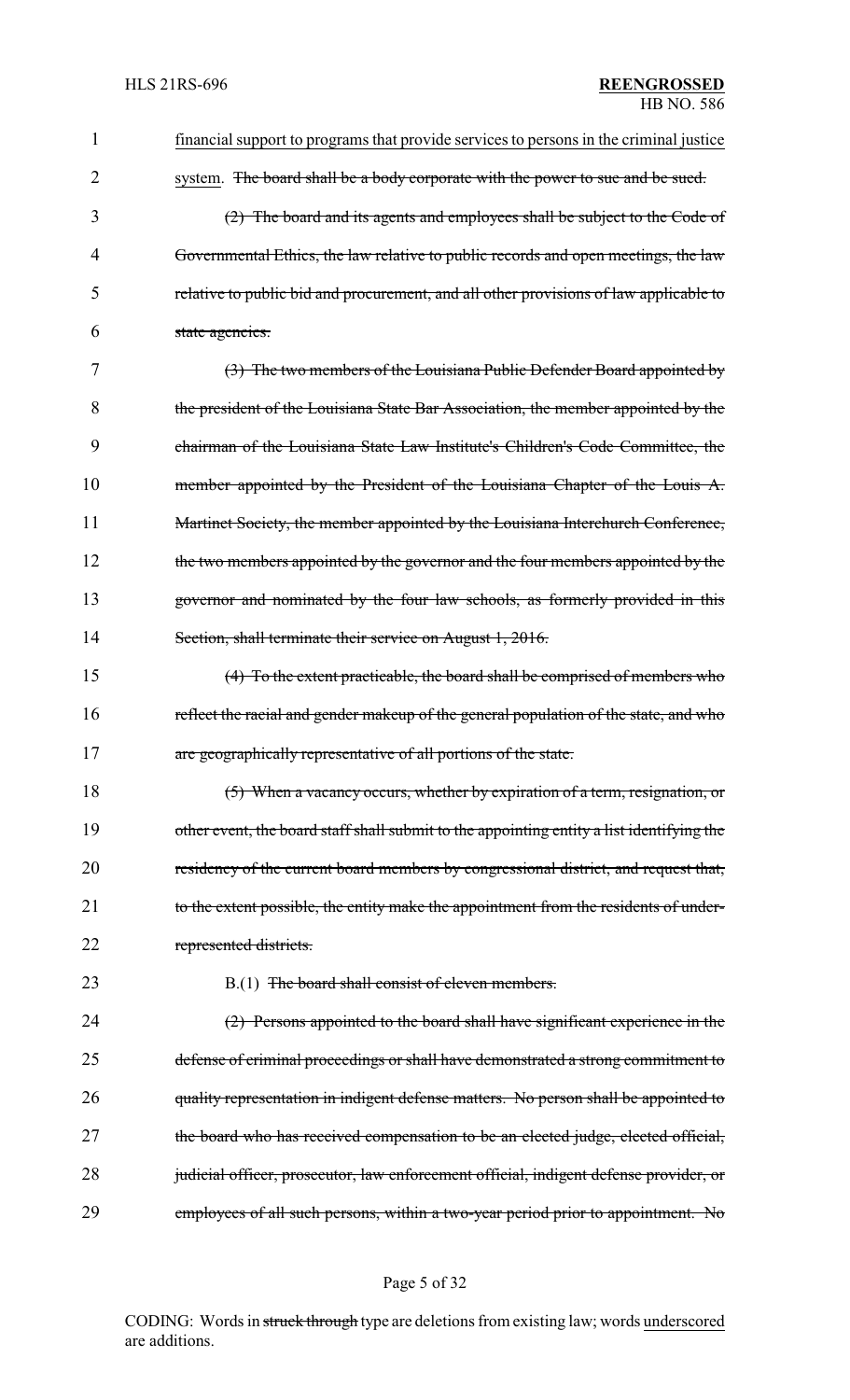financial support to programs that provide services to persons in the criminal justice system. ~~The board shall be a body corporate with the power to sue and be sued.~~

~~(2) The board and its agents and employees shall be subject to the Code of Governmental Ethics, the law relative to public records and open meetings, the law relative to public bid and procurement, and all other provisions of law applicable to state agencies.~~

~~(3) The two members of the Louisiana Public Defender Board appointed by the president of the Louisiana State Bar Association, the member appointed by the chairman of the Louisiana State Law Institute's Children's Code Committee, the member appointed by the President of the Louisiana Chapter of the Louis A. Martinet Society, the member appointed by the Louisiana Interchurch Conference, the two members appointed by the governor and the four members appointed by the governor and nominated by the four law schools, as formerly provided in this Section, shall terminate their service on August 1, 2016.~~

~~(4) To the extent practicable, the board shall be comprised of members who reflect the racial and gender makeup of the general population of the state, and who are geographically representative of all portions of the state.~~

~~(5) When a vacancy occurs, whether by expiration of a term, resignation, or other event, the board staff shall submit to the appointing entity a list identifying the residency of the current board members by congressional district, and request that, to the extent possible, the entity make the appointment from the residents of under-represented districts.~~

B.(1) ~~The board shall consist of eleven members.~~

~~(2) Persons appointed to the board shall have significant experience in the defense of criminal proceedings or shall have demonstrated a strong commitment to quality representation in indigent defense matters. No person shall be appointed to the board who has received compensation to be an elected judge, elected official, judicial officer, prosecutor, law enforcement official, indigent defense provider, or employees of all such persons, within a two-year period prior to appointment. No~~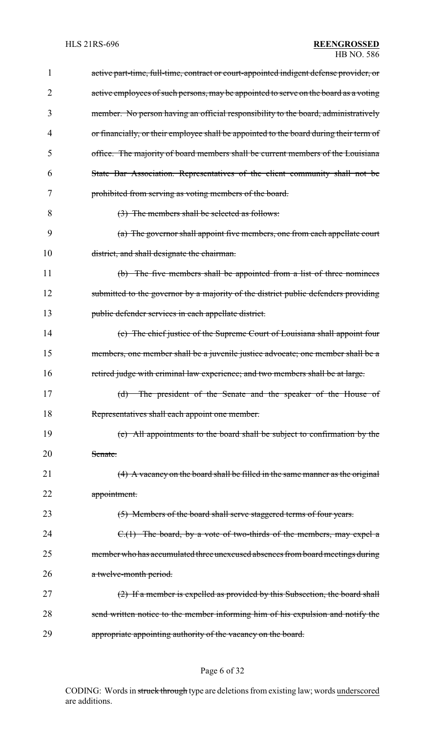~~active part-time, full-time, contract or court-appointed indigent defense provider, or active employees of such persons, may be appointed to serve on the board as a voting member. No person having an official responsibility to the board, administratively or financially, or their employee shall be appointed to the board during their term of office. The majority of board members shall be current members of the Louisiana State Bar Association. Representatives of the client community shall not be prohibited from serving as voting members of the board.~~

~~(3) The members shall be selected as follows:~~

~~(a) The governor shall appoint five members, one from each appellate court district, and shall designate the chairman.~~

~~(b) The five members shall be appointed from a list of three nominees submitted to the governor by a majority of the district public defenders providing public defender services in each appellate district.~~

~~(c) The chief justice of the Supreme Court of Louisiana shall appoint four members, one member shall be a juvenile justice advocate; one member shall be a retired judge with criminal law experience; and two members shall be at large.~~

~~(d) The president of the Senate and the speaker of the House of Representatives shall each appoint one member.~~

~~(e) All appointments to the board shall be subject to confirmation by the Senate.~~

~~(4) A vacancy on the board shall be filled in the same manner as the original appointment.~~

~~(5) Members of the board shall serve staggered terms of four years.~~

~~C.(1) The board, by a vote of two-thirds of the members, may expel a member who has accumulated three unexcused absences from board meetings during a twelve-month period.~~

~~(2) If a member is expelled as provided by this Subsection, the board shall send written notice to the member informing him of his expulsion and notify the appropriate appointing authority of the vacancy on the board.~~

CODING: Words in ~~struck through~~ type are deletions from existing law; words underscored are additions.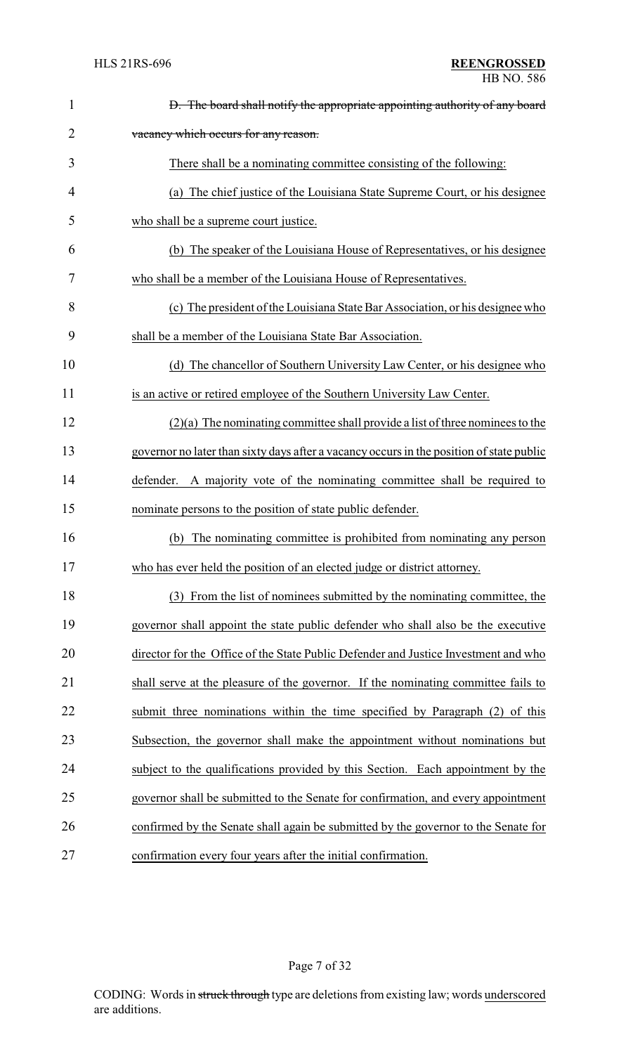~~D. The board shall notify the appropriate appointing authority of any board vacancy which occurs for any reason.~~

There shall be a nominating committee consisting of the following:

(a) The chief justice of the Louisiana State Supreme Court, or his designee who shall be a supreme court justice.

(b) The speaker of the Louisiana House of Representatives, or his designee who shall be a member of the Louisiana House of Representatives.

(c) The president of the Louisiana State Bar Association, or his designee who shall be a member of the Louisiana State Bar Association.

(d) The chancellor of Southern University Law Center, or his designee who is an active or retired employee of the Southern University Law Center.

(2)(a) The nominating committee shall provide a list of three nominees to the governor no later than sixty days after a vacancy occurs in the position of state public defender. A majority vote of the nominating committee shall be required to nominate persons to the position of state public defender.

(b) The nominating committee is prohibited from nominating any person who has ever held the position of an elected judge or district attorney.

(3) From the list of nominees submitted by the nominating committee, the governor shall appoint the state public defender who shall also be the executive director for the Office of the State Public Defender and Justice Investment and who shall serve at the pleasure of the governor. If the nominating committee fails to submit three nominations within the time specified by Paragraph (2) of this Subsection, the governor shall make the appointment without nominations but subject to the qualifications provided by this Section. Each appointment by the governor shall be submitted to the Senate for confirmation, and every appointment confirmed by the Senate shall again be submitted by the governor to the Senate for confirmation every four years after the initial confirmation.

CODING: Words in ~~struck through~~ type are deletions from existing law; words underscored are additions.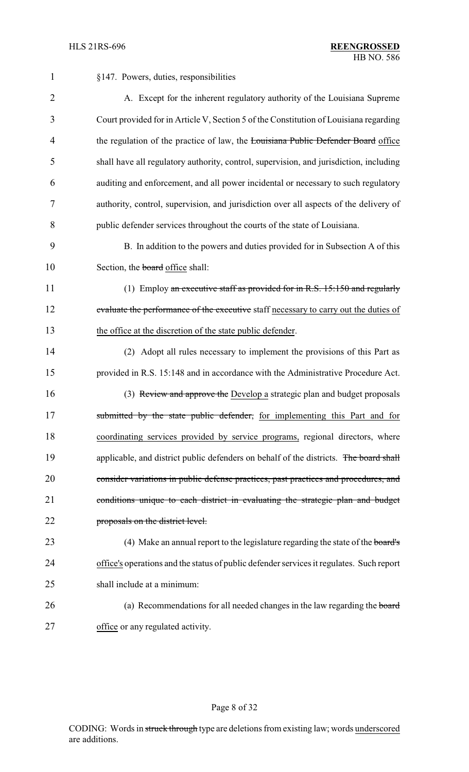§147. Powers, duties, responsibilities

A. Except for the inherent regulatory authority of the Louisiana Supreme Court provided for in Article V, Section 5 of the Constitution of Louisiana regarding the regulation of the practice of law, the ~~Louisiana Public Defender Board~~ office shall have all regulatory authority, control, supervision, and jurisdiction, including auditing and enforcement, and all power incidental or necessary to such regulatory authority, control, supervision, and jurisdiction over all aspects of the delivery of public defender services throughout the courts of the state of Louisiana.

B. In addition to the powers and duties provided for in Subsection A of this Section, the ~~board~~ office shall:

(1) Employ ~~an executive staff as provided for in R.S. 15:150 and regularly evaluate the performance of the executive~~ staff necessary to carry out the duties of the office at the discretion of the state public defender.

(2) Adopt all rules necessary to implement the provisions of this Part as provided in R.S. 15:148 and in accordance with the Administrative Procedure Act.

(3) ~~Review and approve the~~ Develop a strategic plan and budget proposals ~~submitted by the state public defender,~~ for implementing this Part and for coordinating services provided by service programs, regional directors, where applicable, and district public defenders on behalf of the districts. ~~The board shall consider variations in public defense practices, past practices and procedures, and conditions unique to each district in evaluating the strategic plan and budget proposals on the district level.~~

(4) Make an annual report to the legislature regarding the state of the ~~board's~~ office's operations and the status of public defender services it regulates. Such report shall include at a minimum:

(a) Recommendations for all needed changes in the law regarding the ~~board~~ office or any regulated activity.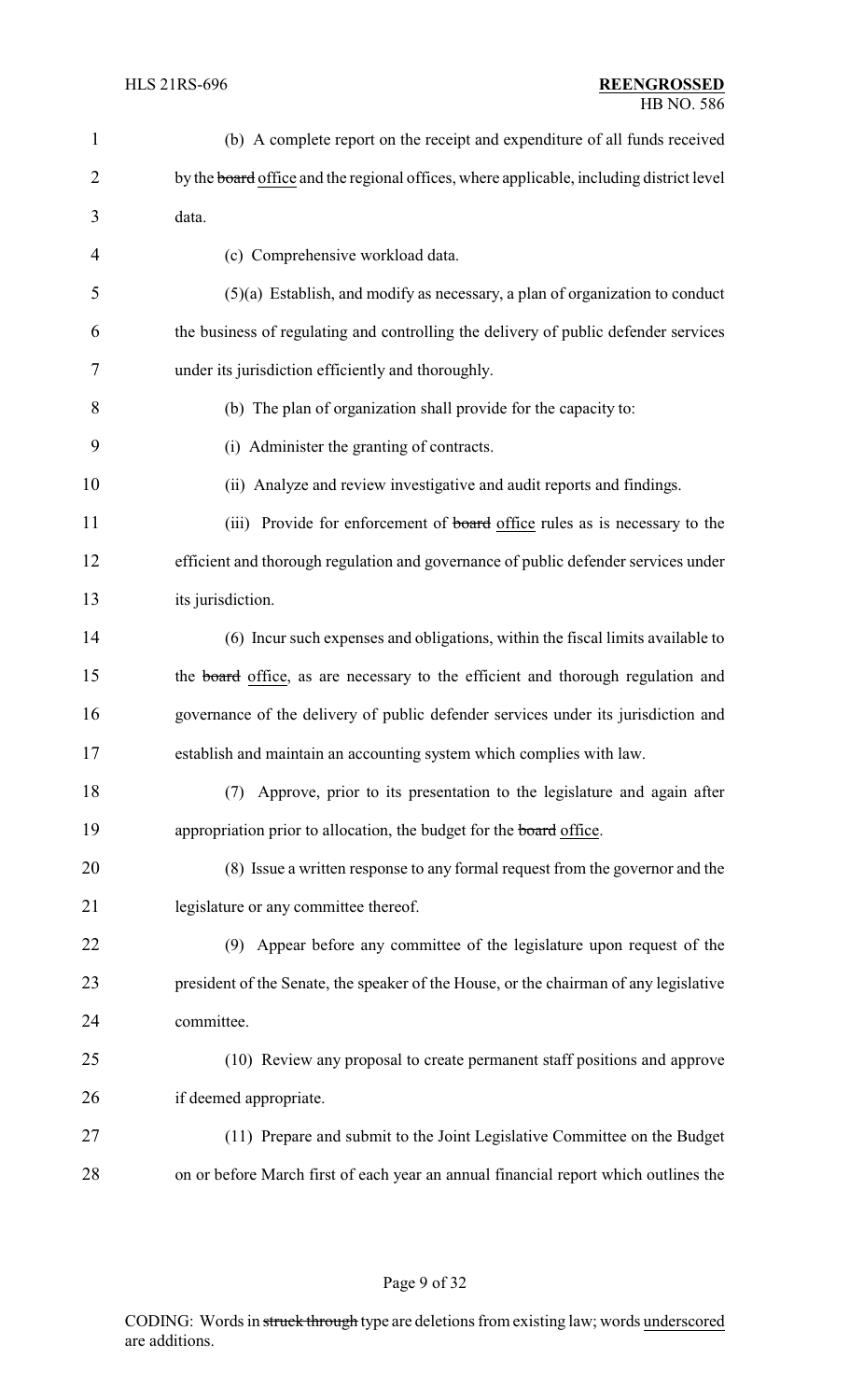(b) A complete report on the receipt and expenditure of all funds received by the ~~board~~ <u>office</u> and the regional offices, where applicable, including district level data.

(c) Comprehensive workload data.

(5)(a) Establish, and modify as necessary, a plan of organization to conduct the business of regulating and controlling the delivery of public defender services under its jurisdiction efficiently and thoroughly.

(b) The plan of organization shall provide for the capacity to:

(i) Administer the granting of contracts.

(ii) Analyze and review investigative and audit reports and findings.

(iii) Provide for enforcement of ~~board~~ <u>office</u> rules as is necessary to the efficient and thorough regulation and governance of public defender services under its jurisdiction.

(6) Incur such expenses and obligations, within the fiscal limits available to the ~~board~~ <u>office</u>, as are necessary to the efficient and thorough regulation and governance of the delivery of public defender services under its jurisdiction and establish and maintain an accounting system which complies with law.

(7) Approve, prior to its presentation to the legislature and again after appropriation prior to allocation, the budget for the ~~board~~ <u>office</u>.

(8) Issue a written response to any formal request from the governor and the legislature or any committee thereof.

(9) Appear before any committee of the legislature upon request of the president of the Senate, the speaker of the House, or the chairman of any legislative committee.

(10) Review any proposal to create permanent staff positions and approve if deemed appropriate.

(11) Prepare and submit to the Joint Legislative Committee on the Budget on or before March first of each year an annual financial report which outlines the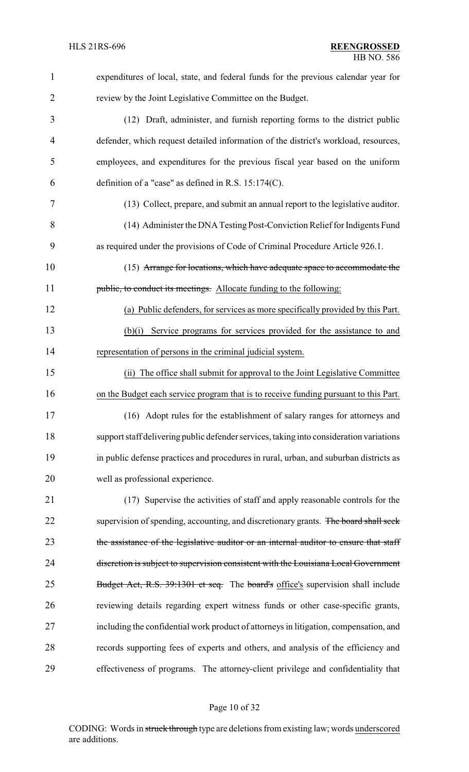expenditures of local, state, and federal funds for the previous calendar year for review by the Joint Legislative Committee on the Budget.

(12) Draft, administer, and furnish reporting forms to the district public defender, which request detailed information of the district's workload, resources, employees, and expenditures for the previous fiscal year based on the uniform definition of a "case" as defined in R.S. 15:174(C).

(13) Collect, prepare, and submit an annual report to the legislative auditor.

(14) Administer the DNA Testing Post-Conviction Relief for Indigents Fund as required under the provisions of Code of Criminal Procedure Article 926.1.

(15) ~~Arrange for locations, which have adequate space to accommodate the public, to conduct its meetings.~~ Allocate funding to the following:

(a) Public defenders, for services as more specifically provided by this Part.

(b)(i) Service programs for services provided for the assistance to and representation of persons in the criminal judicial system.

(ii) The office shall submit for approval to the Joint Legislative Committee on the Budget each service program that is to receive funding pursuant to this Part.

(16) Adopt rules for the establishment of salary ranges for attorneys and support staff delivering public defender services, taking into consideration variations in public defense practices and procedures in rural, urban, and suburban districts as well as professional experience.

(17) Supervise the activities of staff and apply reasonable controls for the supervision of spending, accounting, and discretionary grants. ~~The board shall seek the assistance of the legislative auditor or an internal auditor to ensure that staff discretion is subject to supervision consistent with the Louisiana Local Government Budget Act, R.S. 39:1301 et seq.~~ The ~~board's~~ office's supervision shall include reviewing details regarding expert witness funds or other case-specific grants, including the confidential work product of attorneys in litigation, compensation, and records supporting fees of experts and others, and analysis of the efficiency and effectiveness of programs. The attorney-client privilege and confidentiality that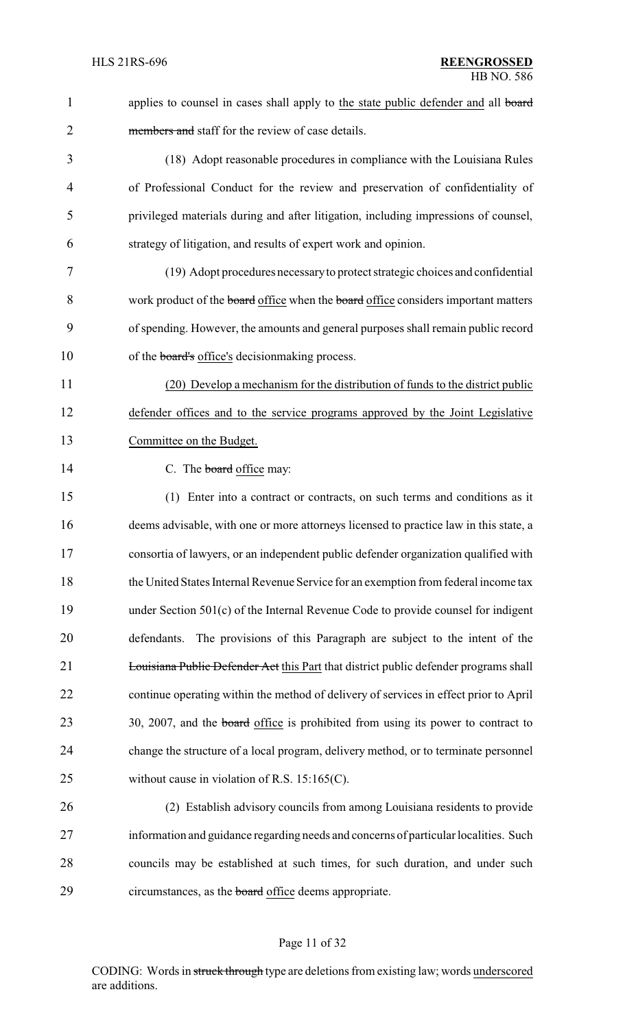applies to counsel in cases shall apply to the state public defender and all ~~board members and~~ staff for the review of case details.

(18) Adopt reasonable procedures in compliance with the Louisiana Rules of Professional Conduct for the review and preservation of confidentiality of privileged materials during and after litigation, including impressions of counsel, strategy of litigation, and results of expert work and opinion.

(19) Adopt procedures necessary to protect strategic choices and confidential work product of the ~~board~~ office when the ~~board~~ office considers important matters of spending. However, the amounts and general purposes shall remain public record of the ~~board's~~ office's decisionmaking process.

(20) Develop a mechanism for the distribution of funds to the district public defender offices and to the service programs approved by the Joint Legislative Committee on the Budget.

C. The ~~board~~ office may:

(1) Enter into a contract or contracts, on such terms and conditions as it deems advisable, with one or more attorneys licensed to practice law in this state, a consortia of lawyers, or an independent public defender organization qualified with the United States Internal Revenue Service for an exemption from federal income tax under Section 501(c) of the Internal Revenue Code to provide counsel for indigent defendants. The provisions of this Paragraph are subject to the intent of the ~~Louisiana Public Defender Act~~ this Part that district public defender programs shall continue operating within the method of delivery of services in effect prior to April 30, 2007, and the ~~board~~ office is prohibited from using its power to contract to change the structure of a local program, delivery method, or to terminate personnel without cause in violation of R.S. 15:165(C).

(2) Establish advisory councils from among Louisiana residents to provide information and guidance regarding needs and concerns of particular localities. Such councils may be established at such times, for such duration, and under such circumstances, as the ~~board~~ office deems appropriate.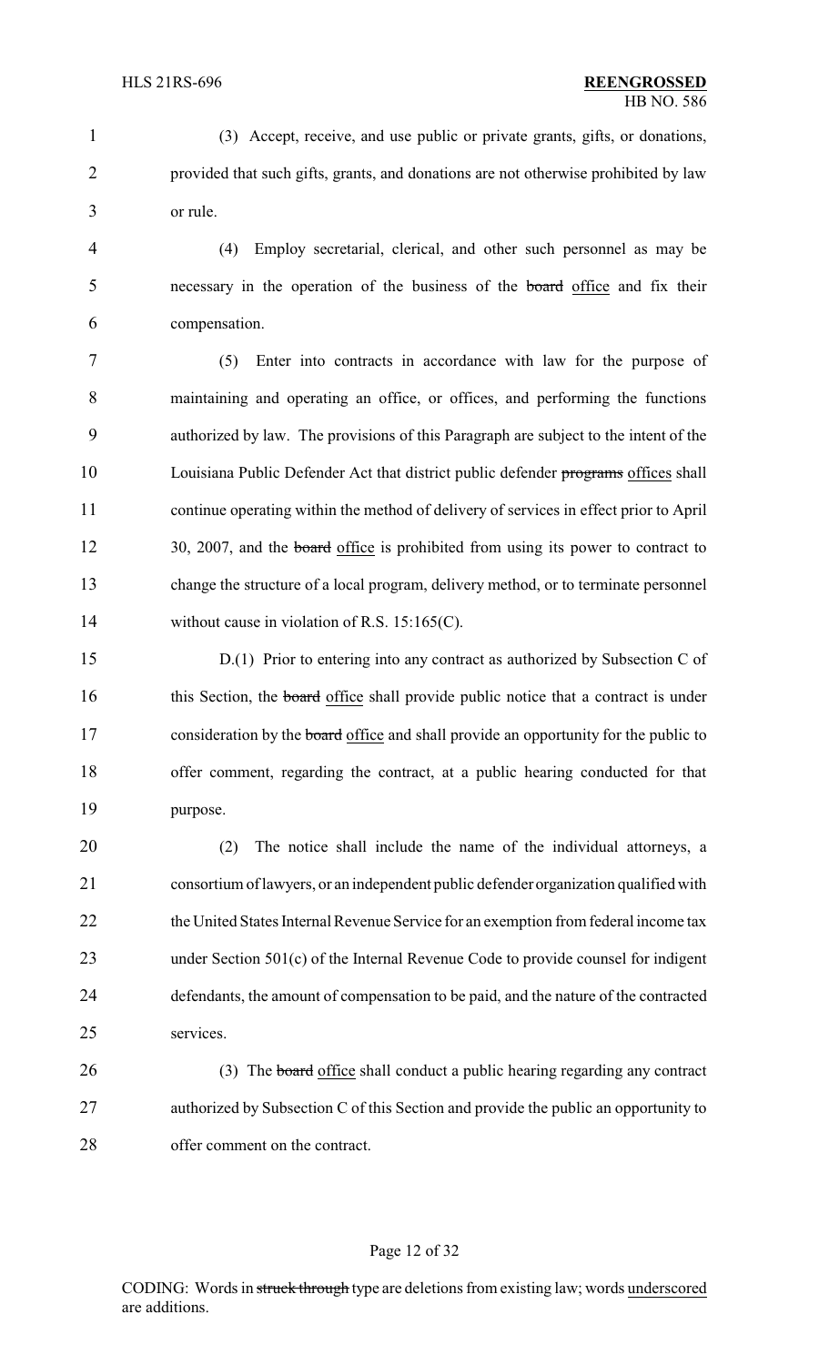(3) Accept, receive, and use public or private grants, gifts, or donations, provided that such gifts, grants, and donations are not otherwise prohibited by law or rule.

(4) Employ secretarial, clerical, and other such personnel as may be necessary in the operation of the business of the ~~board~~ office and fix their compensation.

(5) Enter into contracts in accordance with law for the purpose of maintaining and operating an office, or offices, and performing the functions authorized by law. The provisions of this Paragraph are subject to the intent of the Louisiana Public Defender Act that district public defender ~~programs~~ offices shall continue operating within the method of delivery of services in effect prior to April 30, 2007, and the ~~board~~ office is prohibited from using its power to contract to change the structure of a local program, delivery method, or to terminate personnel without cause in violation of R.S. 15:165(C).

D.(1) Prior to entering into any contract as authorized by Subsection C of this Section, the ~~board~~ office shall provide public notice that a contract is under consideration by the ~~board~~ office and shall provide an opportunity for the public to offer comment, regarding the contract, at a public hearing conducted for that purpose.

(2) The notice shall include the name of the individual attorneys, a consortium of lawyers, or an independent public defender organization qualified with the United States Internal Revenue Service for an exemption from federal income tax under Section 501(c) of the Internal Revenue Code to provide counsel for indigent defendants, the amount of compensation to be paid, and the nature of the contracted services.

(3) The ~~board~~ office shall conduct a public hearing regarding any contract authorized by Subsection C of this Section and provide the public an opportunity to offer comment on the contract.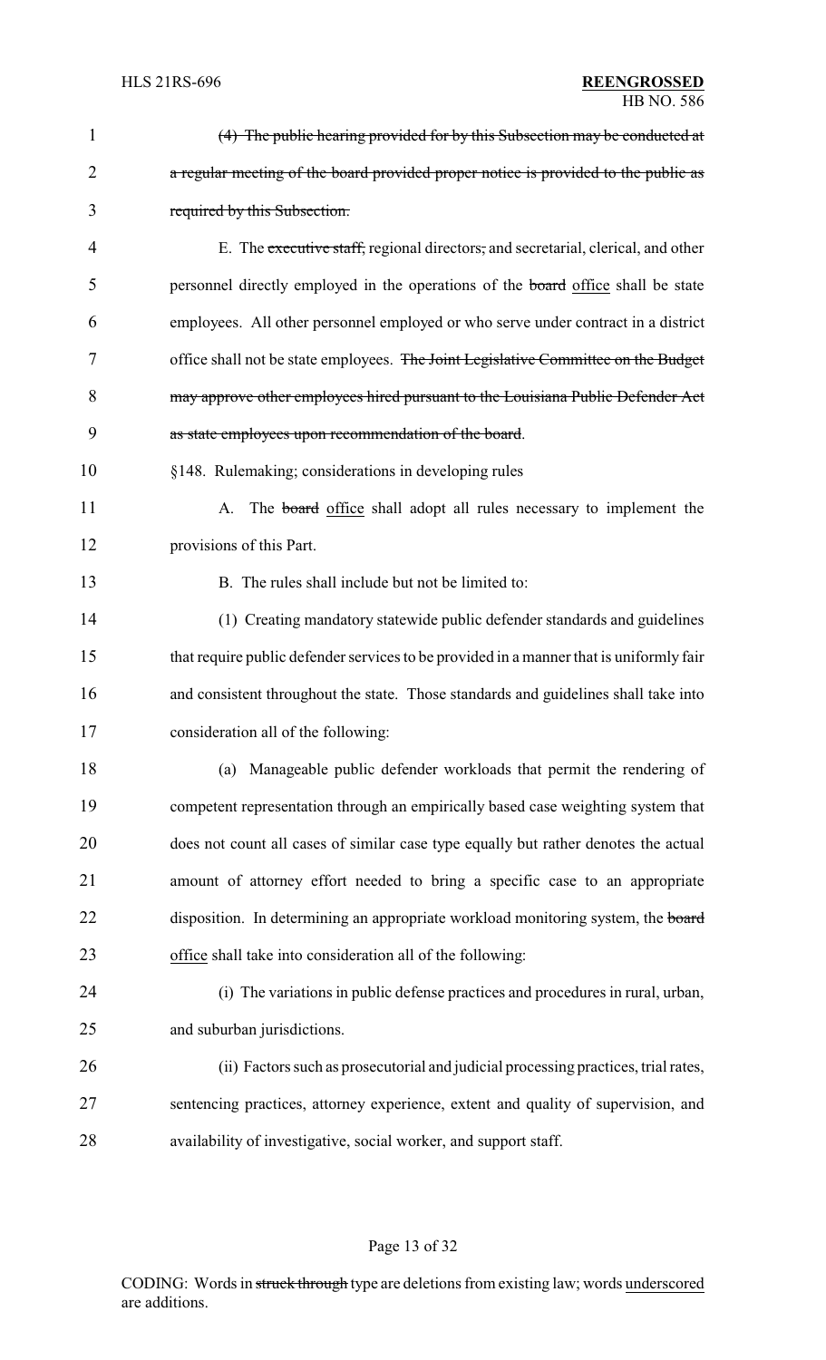1 ~~(4) The public hearing provided for by this Subsection may be conducted at~~
2 ~~a regular meeting of the board provided proper notice is provided to the public as~~
3 ~~required by this Subsection.~~

4 E. The ~~executive staff,~~ regional directors~~,~~ and secretarial, clerical, and other
5 personnel directly employed in the operations of the ~~board~~ office shall be state
6 employees. All other personnel employed or who serve under contract in a district
7 office shall not be state employees. ~~The Joint Legislative Committee on the Budget~~
8 ~~may approve other employees hired pursuant to the Louisiana Public Defender Act~~
9 ~~as state employees upon recommendation of the board~~.

10 §148. Rulemaking; considerations in developing rules

11 A. The ~~board~~ office shall adopt all rules necessary to implement the
12 provisions of this Part.

13 B. The rules shall include but not be limited to:

14 (1) Creating mandatory statewide public defender standards and guidelines
15 that require public defender services to be provided in a manner that is uniformly fair
16 and consistent throughout the state. Those standards and guidelines shall take into
17 consideration all of the following:

18 (a) Manageable public defender workloads that permit the rendering of
19 competent representation through an empirically based case weighting system that
20 does not count all cases of similar case type equally but rather denotes the actual
21 amount of attorney effort needed to bring a specific case to an appropriate
22 disposition. In determining an appropriate workload monitoring system, the ~~board~~
23 office shall take into consideration all of the following:

24 (i) The variations in public defense practices and procedures in rural, urban,
25 and suburban jurisdictions.

26 (ii) Factors such as prosecutorial and judicial processing practices, trial rates,
27 sentencing practices, attorney experience, extent and quality of supervision, and
28 availability of investigative, social worker, and support staff.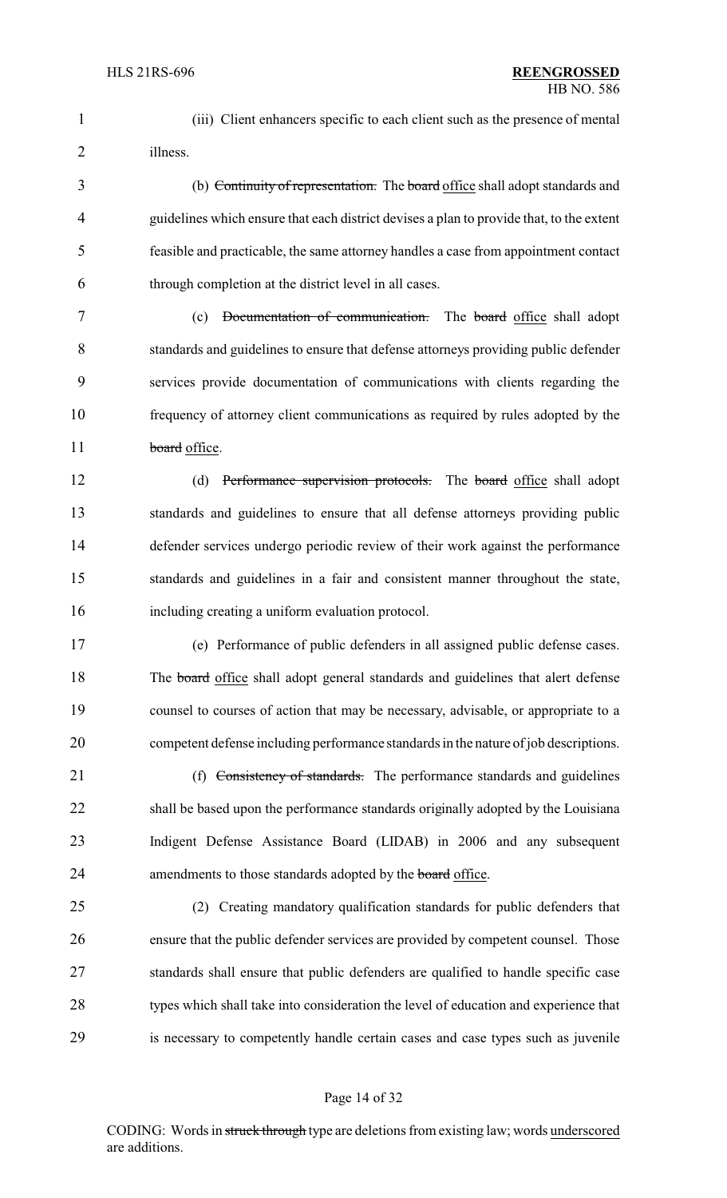(iii) Client enhancers specific to each client such as the presence of mental illness.

(b) ~~Continuity of representation.~~ The ~~board~~ office shall adopt standards and guidelines which ensure that each district devises a plan to provide that, to the extent feasible and practicable, the same attorney handles a case from appointment contact through completion at the district level in all cases.

(c) ~~Documentation of communication.~~ The ~~board~~ office shall adopt standards and guidelines to ensure that defense attorneys providing public defender services provide documentation of communications with clients regarding the frequency of attorney client communications as required by rules adopted by the ~~board~~ office.

(d) ~~Performance supervision protocols.~~ The ~~board~~ office shall adopt standards and guidelines to ensure that all defense attorneys providing public defender services undergo periodic review of their work against the performance standards and guidelines in a fair and consistent manner throughout the state, including creating a uniform evaluation protocol.

(e) Performance of public defenders in all assigned public defense cases. The ~~board~~ office shall adopt general standards and guidelines that alert defense counsel to courses of action that may be necessary, advisable, or appropriate to a competent defense including performance standards in the nature of job descriptions.

(f) ~~Consistency of standards.~~ The performance standards and guidelines shall be based upon the performance standards originally adopted by the Louisiana Indigent Defense Assistance Board (LIDAB) in 2006 and any subsequent amendments to those standards adopted by the ~~board~~ office.

(2) Creating mandatory qualification standards for public defenders that ensure that the public defender services are provided by competent counsel. Those standards shall ensure that public defenders are qualified to handle specific case types which shall take into consideration the level of education and experience that is necessary to competently handle certain cases and case types such as juvenile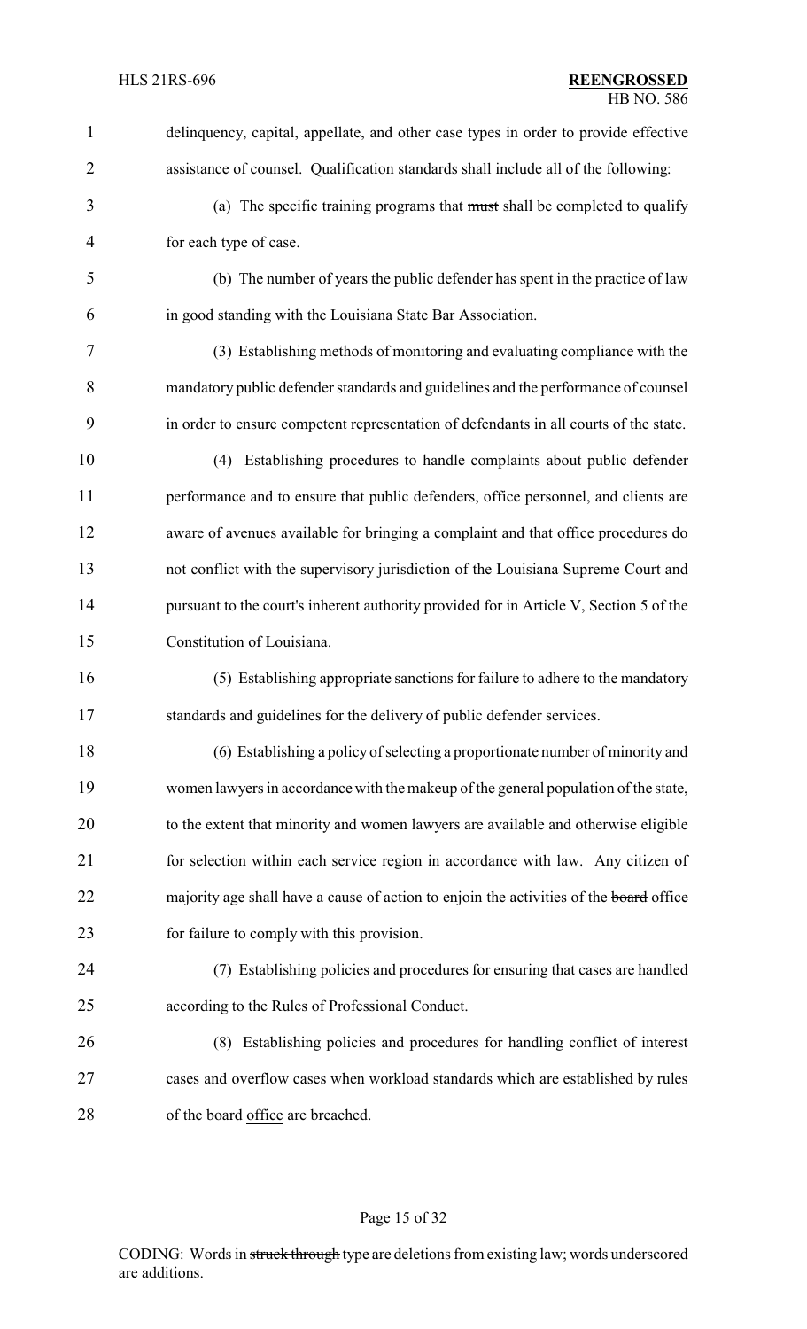delinquency, capital, appellate, and other case types in order to provide effective assistance of counsel. Qualification standards shall include all of the following:

(a) The specific training programs that ~~must~~ shall be completed to qualify for each type of case.

(b) The number of years the public defender has spent in the practice of law in good standing with the Louisiana State Bar Association.

(3) Establishing methods of monitoring and evaluating compliance with the mandatory public defender standards and guidelines and the performance of counsel in order to ensure competent representation of defendants in all courts of the state.

(4) Establishing procedures to handle complaints about public defender performance and to ensure that public defenders, office personnel, and clients are aware of avenues available for bringing a complaint and that office procedures do not conflict with the supervisory jurisdiction of the Louisiana Supreme Court and pursuant to the court's inherent authority provided for in Article V, Section 5 of the Constitution of Louisiana.

(5) Establishing appropriate sanctions for failure to adhere to the mandatory standards and guidelines for the delivery of public defender services.

(6) Establishing a policy of selecting a proportionate number of minority and women lawyers in accordance with the makeup of the general population of the state, to the extent that minority and women lawyers are available and otherwise eligible for selection within each service region in accordance with law. Any citizen of majority age shall have a cause of action to enjoin the activities of the ~~board~~ office for failure to comply with this provision.

(7) Establishing policies and procedures for ensuring that cases are handled according to the Rules of Professional Conduct.

(8) Establishing policies and procedures for handling conflict of interest cases and overflow cases when workload standards which are established by rules of the ~~board~~ office are breached.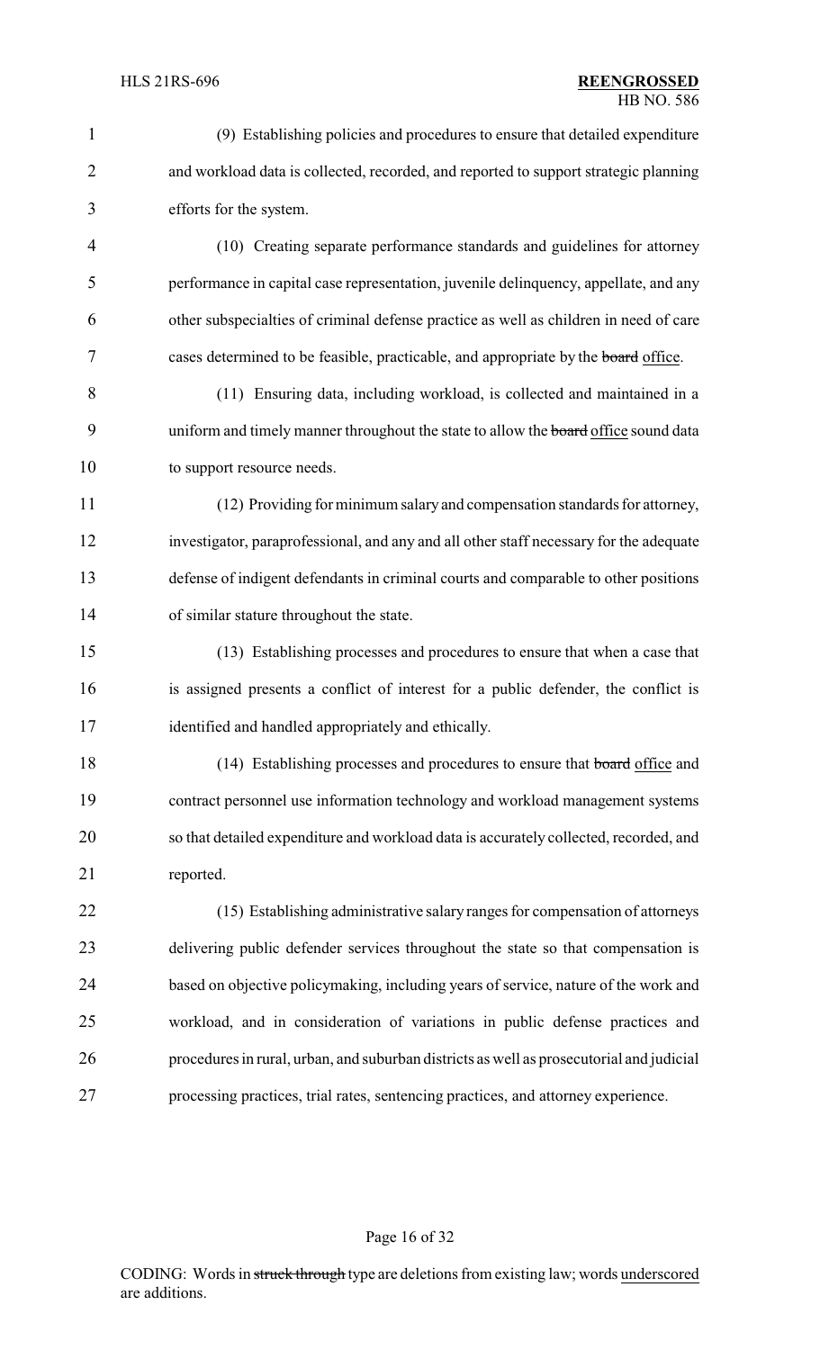(9) Establishing policies and procedures to ensure that detailed expenditure and workload data is collected, recorded, and reported to support strategic planning efforts for the system.

(10) Creating separate performance standards and guidelines for attorney performance in capital case representation, juvenile delinquency, appellate, and any other subspecialties of criminal defense practice as well as children in need of care cases determined to be feasible, practicable, and appropriate by the ~~board~~ office.

(11) Ensuring data, including workload, is collected and maintained in a uniform and timely manner throughout the state to allow the ~~board~~ office sound data to support resource needs.

(12) Providing for minimum salary and compensation standards for attorney, investigator, paraprofessional, and any and all other staff necessary for the adequate defense of indigent defendants in criminal courts and comparable to other positions of similar stature throughout the state.

(13) Establishing processes and procedures to ensure that when a case that is assigned presents a conflict of interest for a public defender, the conflict is identified and handled appropriately and ethically.

(14) Establishing processes and procedures to ensure that ~~board~~ office and contract personnel use information technology and workload management systems so that detailed expenditure and workload data is accurately collected, recorded, and reported.

(15) Establishing administrative salary ranges for compensation of attorneys delivering public defender services throughout the state so that compensation is based on objective policymaking, including years of service, nature of the work and workload, and in consideration of variations in public defense practices and procedures in rural, urban, and suburban districts as well as prosecutorial and judicial processing practices, trial rates, sentencing practices, and attorney experience.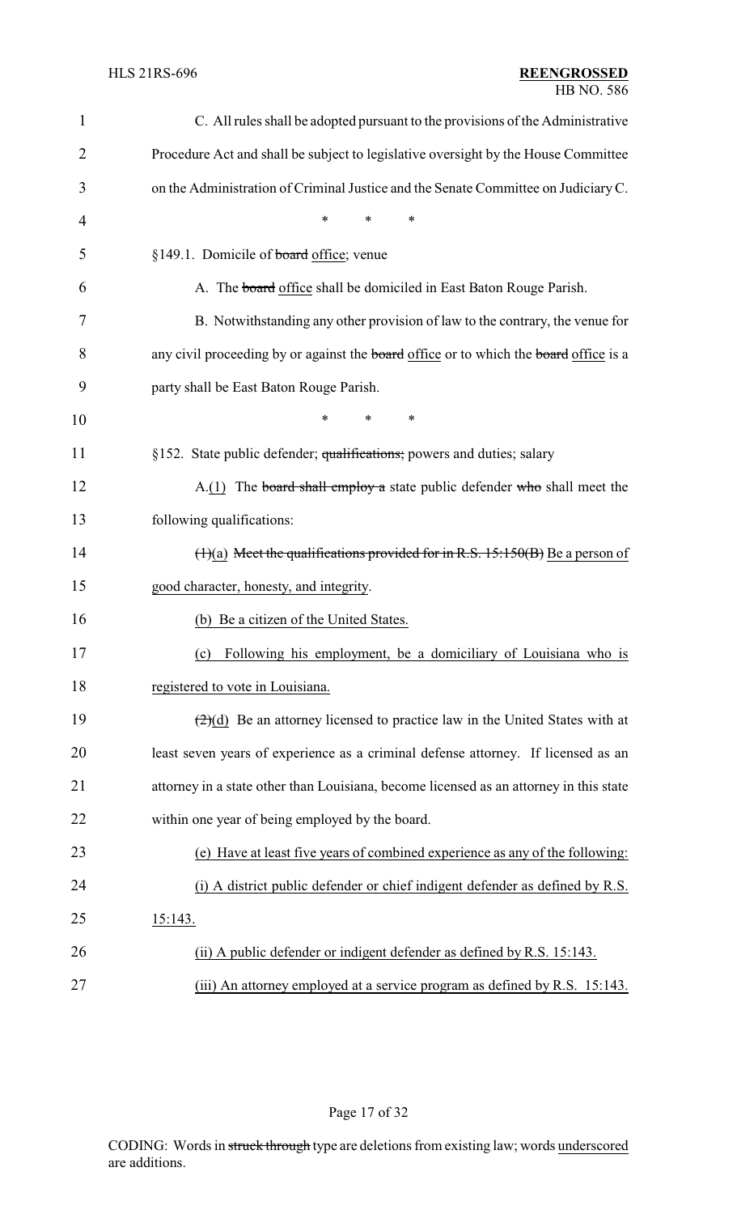C. All rules shall be adopted pursuant to the provisions of the Administrative Procedure Act and shall be subject to legislative oversight by the House Committee on the Administration of Criminal Justice and the Senate Committee on Judiciary C.

\* \* \*

§149.1. Domicile of ~~board~~ office; venue

A. The ~~board~~ office shall be domiciled in East Baton Rouge Parish.

B. Notwithstanding any other provision of law to the contrary, the venue for any civil proceeding by or against the ~~board~~ office or to which the ~~board~~ office is a party shall be East Baton Rouge Parish.

\* \* \*

§152. State public defender; ~~qualifications;~~ powers and duties; salary

A.(1) The ~~board shall employ a~~ state public defender ~~who~~ shall meet the following qualifications:

~~(1)~~(a) ~~Meet the qualifications provided for in R.S. 15:150(B)~~ Be a person of good character, honesty, and integrity.

(b) Be a citizen of the United States.

(c) Following his employment, be a domiciliary of Louisiana who is registered to vote in Louisiana.

~~(2)~~(d) Be an attorney licensed to practice law in the United States with at least seven years of experience as a criminal defense attorney. If licensed as an attorney in a state other than Louisiana, become licensed as an attorney in this state within one year of being employed by the board.

(e) Have at least five years of combined experience as any of the following:

(i) A district public defender or chief indigent defender as defined by R.S. 15:143.

(ii) A public defender or indigent defender as defined by R.S. 15:143.

(iii) An attorney employed at a service program as defined by R.S. 15:143.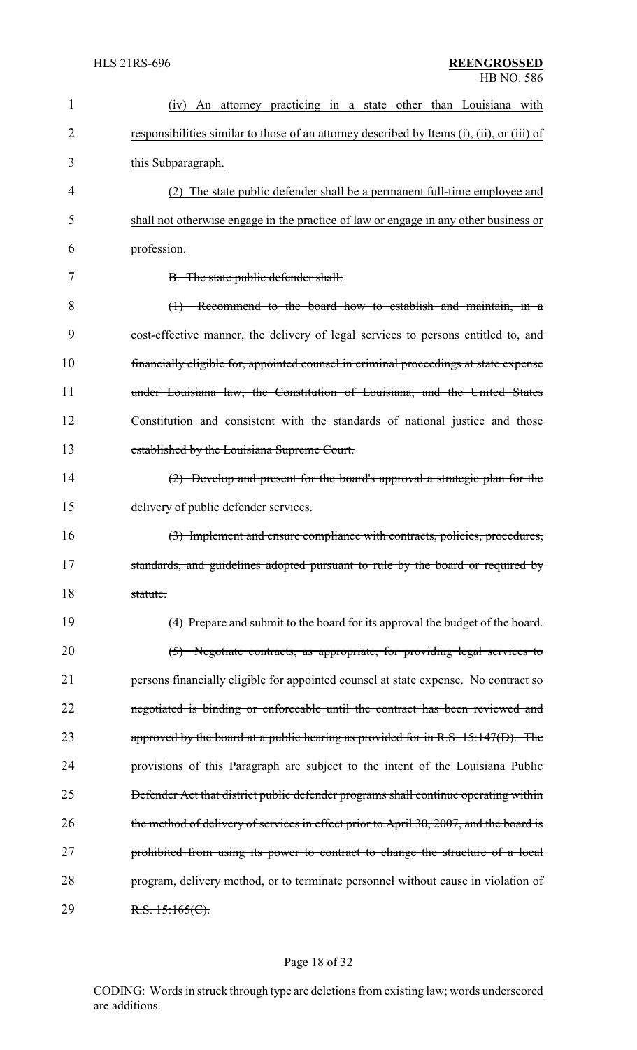(iv) An attorney practicing in a state other than Louisiana with responsibilities similar to those of an attorney described by Items (i), (ii), or (iii) of this Subparagraph.

(2) The state public defender shall be a permanent full-time employee and shall not otherwise engage in the practice of law or engage in any other business or profession.

~~B. The state public defender shall:~~

~~(1) Recommend to the board how to establish and maintain, in a cost-effective manner, the delivery of legal services to persons entitled to, and financially eligible for, appointed counsel in criminal proceedings at state expense under Louisiana law, the Constitution of Louisiana, and the United States Constitution and consistent with the standards of national justice and those established by the Louisiana Supreme Court.~~

~~(2) Develop and present for the board's approval a strategic plan for the delivery of public defender services.~~

~~(3) Implement and ensure compliance with contracts, policies, procedures, standards, and guidelines adopted pursuant to rule by the board or required by statute.~~

~~(4) Prepare and submit to the board for its approval the budget of the board.~~

~~(5) Negotiate contracts, as appropriate, for providing legal services to persons financially eligible for appointed counsel at state expense. No contract so negotiated is binding or enforceable until the contract has been reviewed and approved by the board at a public hearing as provided for in R.S. 15:147(D). The provisions of this Paragraph are subject to the intent of the Louisiana Public Defender Act that district public defender programs shall continue operating within the method of delivery of services in effect prior to April 30, 2007, and the board is prohibited from using its power to contract to change the structure of a local program, delivery method, or to terminate personnel without cause in violation of R.S. 15:165(C).~~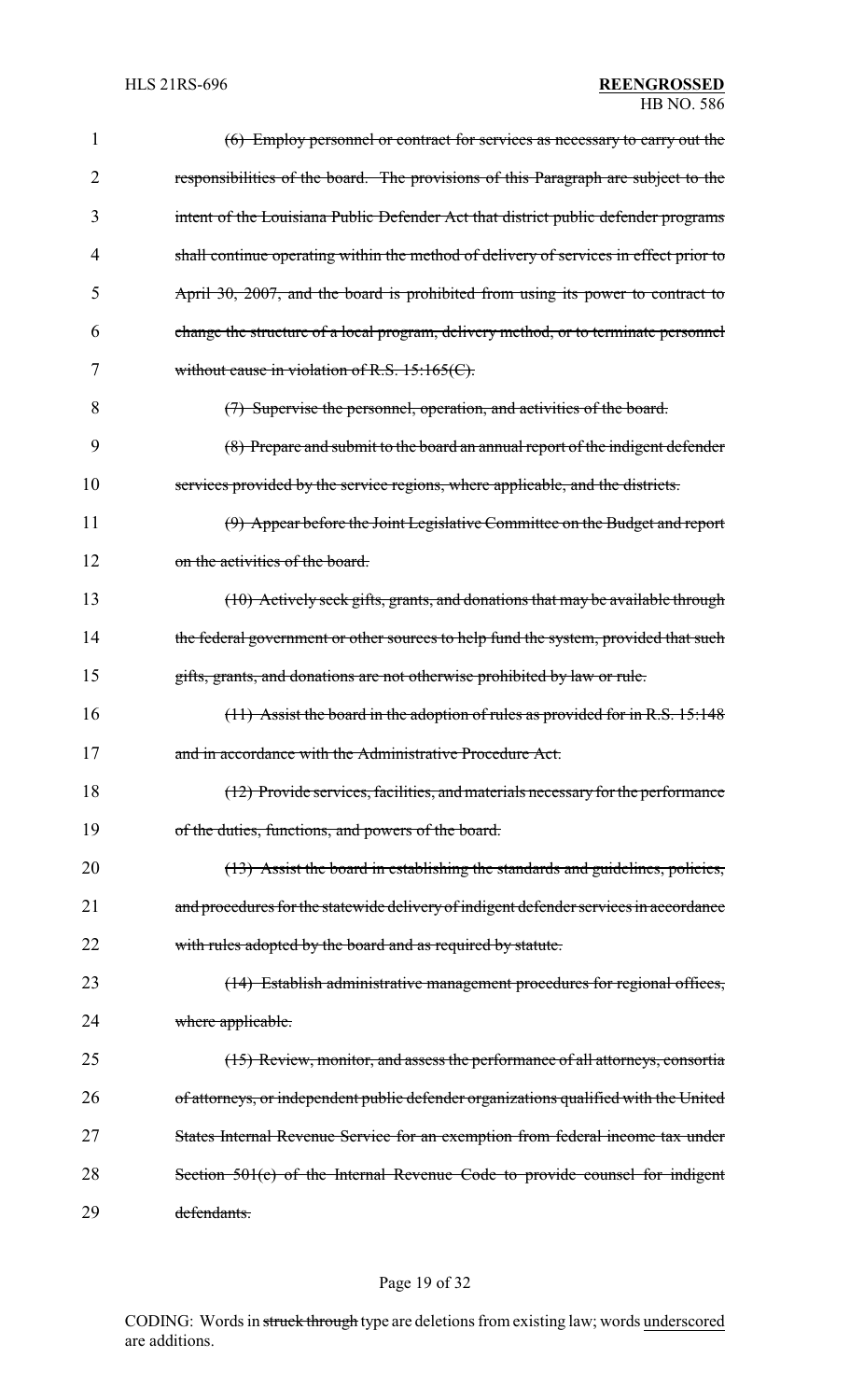~~(6) Employ personnel or contract for services as necessary to carry out the responsibilities of the board. The provisions of this Paragraph are subject to the intent of the Louisiana Public Defender Act that district public defender programs shall continue operating within the method of delivery of services in effect prior to April 30, 2007, and the board is prohibited from using its power to contract to change the structure of a local program, delivery method, or to terminate personnel without cause in violation of R.S. 15:165(C).~~

~~(7) Supervise the personnel, operation, and activities of the board.~~

~~(8) Prepare and submit to the board an annual report of the indigent defender services provided by the service regions, where applicable, and the districts.~~

~~(9) Appear before the Joint Legislative Committee on the Budget and report on the activities of the board.~~

~~(10) Actively seek gifts, grants, and donations that may be available through the federal government or other sources to help fund the system, provided that such gifts, grants, and donations are not otherwise prohibited by law or rule.~~

~~(11) Assist the board in the adoption of rules as provided for in R.S. 15:148 and in accordance with the Administrative Procedure Act.~~

~~(12) Provide services, facilities, and materials necessary for the performance of the duties, functions, and powers of the board.~~

~~(13) Assist the board in establishing the standards and guidelines, policies, and procedures for the statewide delivery of indigent defender services in accordance with rules adopted by the board and as required by statute.~~

~~(14) Establish administrative management procedures for regional offices, where applicable.~~

~~(15) Review, monitor, and assess the performance of all attorneys, consortia of attorneys, or independent public defender organizations qualified with the United States Internal Revenue Service for an exemption from federal income tax under Section 501(c) of the Internal Revenue Code to provide counsel for indigent defendants.~~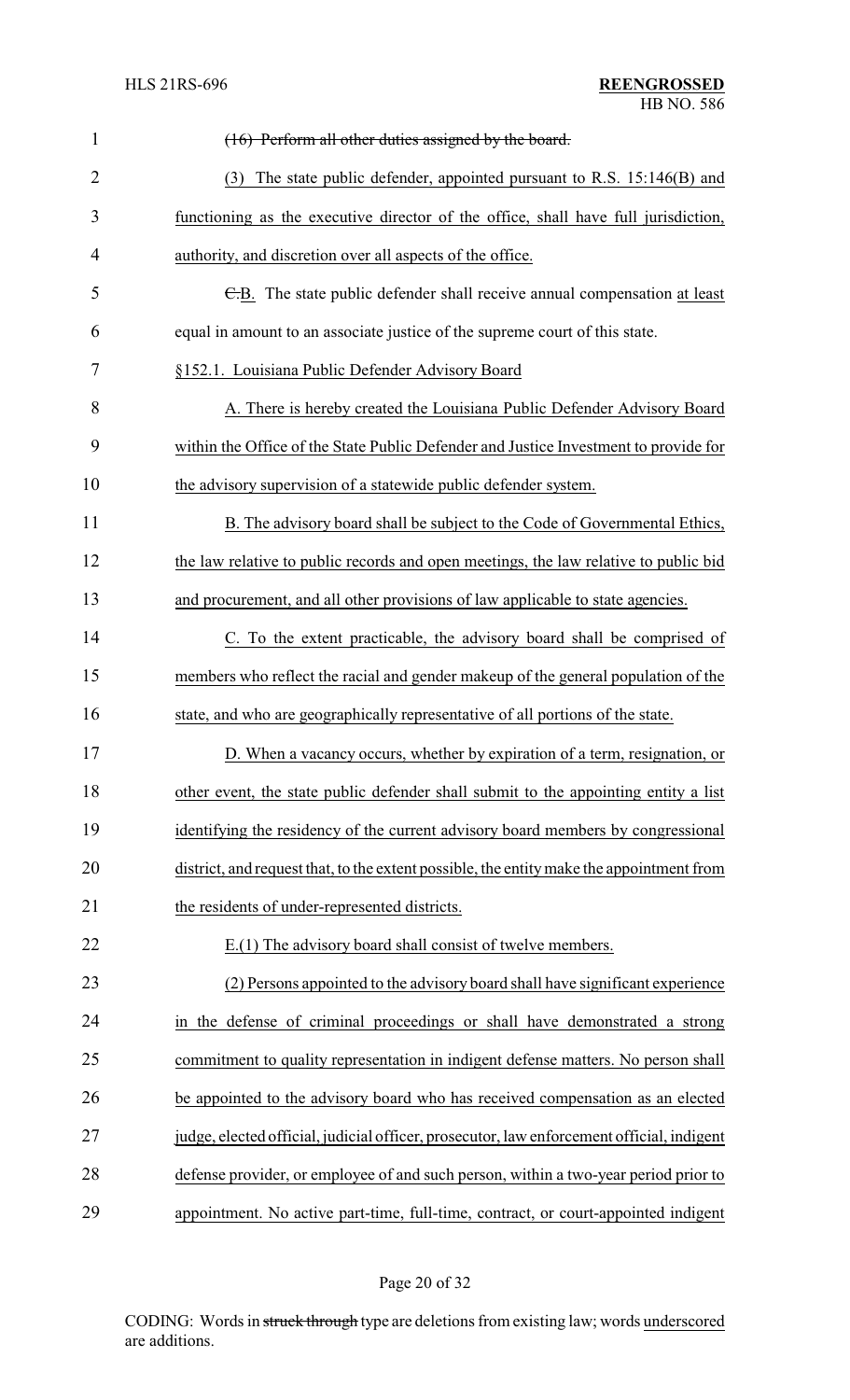~~(16) Perform all other duties assigned by the board.~~

(3) The state public defender, appointed pursuant to R.S. 15:146(B) and functioning as the executive director of the office, shall have full jurisdiction, authority, and discretion over all aspects of the office.

~~C.~~B. The state public defender shall receive annual compensation at least equal in amount to an associate justice of the supreme court of this state.

§152.1. Louisiana Public Defender Advisory Board

A. There is hereby created the Louisiana Public Defender Advisory Board within the Office of the State Public Defender and Justice Investment to provide for the advisory supervision of a statewide public defender system.

B. The advisory board shall be subject to the Code of Governmental Ethics, the law relative to public records and open meetings, the law relative to public bid and procurement, and all other provisions of law applicable to state agencies.

C. To the extent practicable, the advisory board shall be comprised of members who reflect the racial and gender makeup of the general population of the state, and who are geographically representative of all portions of the state.

D. When a vacancy occurs, whether by expiration of a term, resignation, or other event, the state public defender shall submit to the appointing entity a list identifying the residency of the current advisory board members by congressional district, and request that, to the extent possible, the entity make the appointment from the residents of under-represented districts.

E.(1) The advisory board shall consist of twelve members.

(2) Persons appointed to the advisory board shall have significant experience in the defense of criminal proceedings or shall have demonstrated a strong commitment to quality representation in indigent defense matters. No person shall be appointed to the advisory board who has received compensation as an elected judge, elected official, judicial officer, prosecutor, law enforcement official, indigent defense provider, or employee of and such person, within a two-year period prior to appointment. No active part-time, full-time, contract, or court-appointed indigent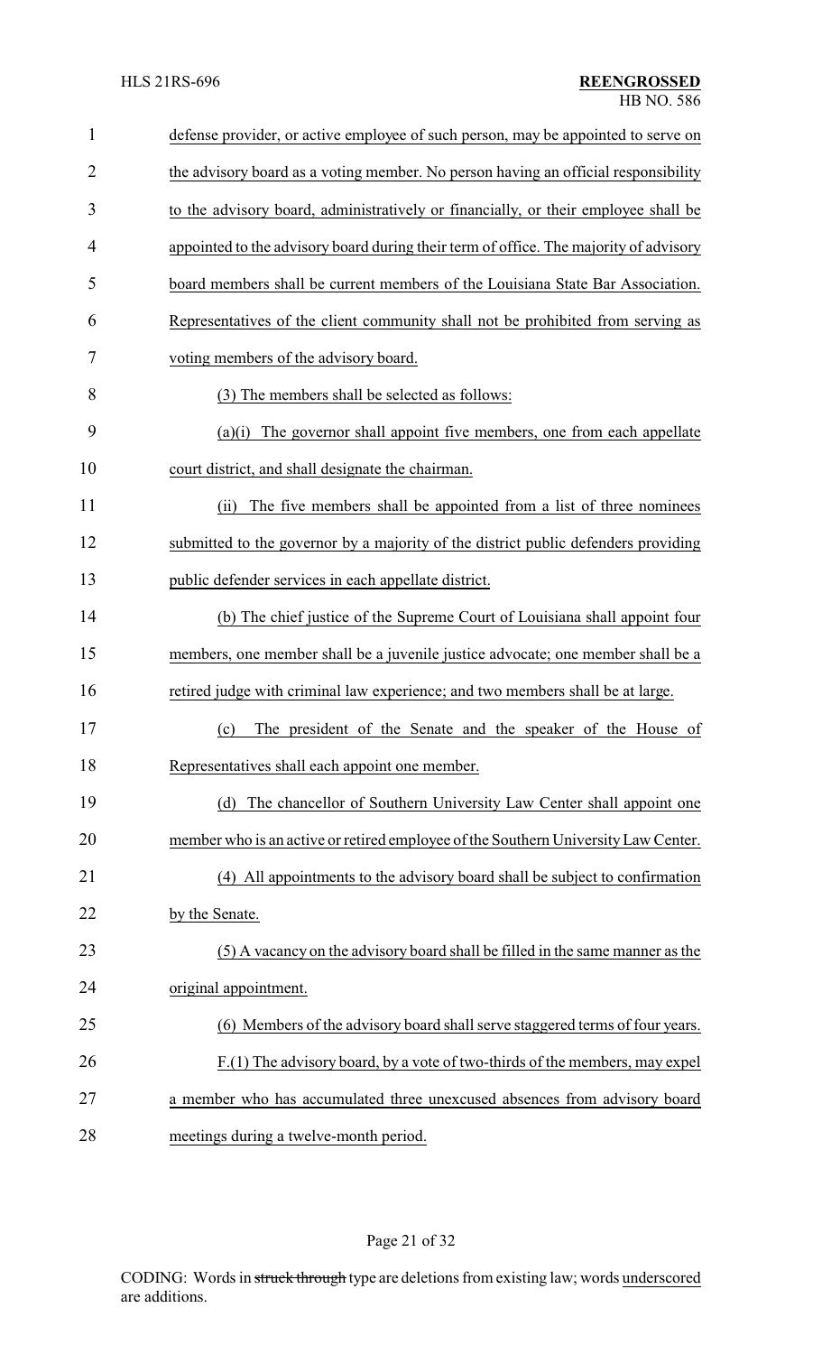defense provider, or active employee of such person, may be appointed to serve on the advisory board as a voting member. No person having an official responsibility to the advisory board, administratively or financially, or their employee shall be appointed to the advisory board during their term of office. The majority of advisory board members shall be current members of the Louisiana State Bar Association. Representatives of the client community shall not be prohibited from serving as voting members of the advisory board.

(3) The members shall be selected as follows:

(a)(i) The governor shall appoint five members, one from each appellate court district, and shall designate the chairman.

(ii) The five members shall be appointed from a list of three nominees submitted to the governor by a majority of the district public defenders providing public defender services in each appellate district.

(b) The chief justice of the Supreme Court of Louisiana shall appoint four members, one member shall be a juvenile justice advocate; one member shall be a retired judge with criminal law experience; and two members shall be at large.

(c) The president of the Senate and the speaker of the House of Representatives shall each appoint one member.

(d) The chancellor of Southern University Law Center shall appoint one member who is an active or retired employee of the Southern University Law Center.

(4) All appointments to the advisory board shall be subject to confirmation by the Senate.

(5) A vacancy on the advisory board shall be filled in the same manner as the original appointment.

(6) Members of the advisory board shall serve staggered terms of four years.

F.(1) The advisory board, by a vote of two-thirds of the members, may expel a member who has accumulated three unexcused absences from advisory board meetings during a twelve-month period.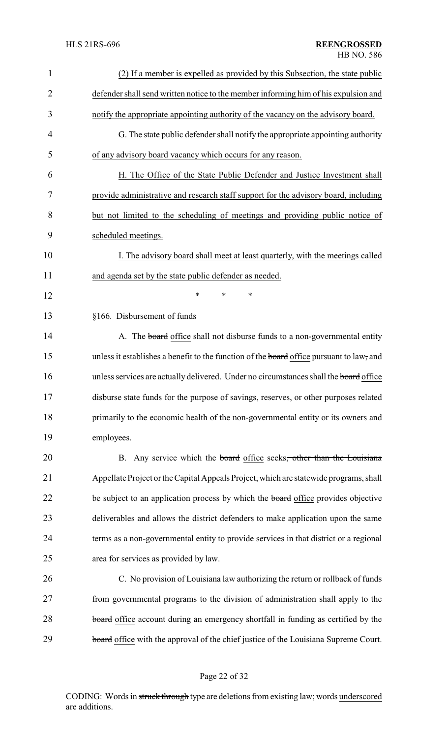(2) If a member is expelled as provided by this Subsection, the state public defender shall send written notice to the member informing him of his expulsion and notify the appropriate appointing authority of the vacancy on the advisory board.

G. The state public defender shall notify the appropriate appointing authority of any advisory board vacancy which occurs for any reason.

H. The Office of the State Public Defender and Justice Investment shall provide administrative and research staff support for the advisory board, including but not limited to the scheduling of meetings and providing public notice of scheduled meetings.

I. The advisory board shall meet at least quarterly, with the meetings called and agenda set by the state public defender as needed.

\* \* \*

§166. Disbursement of funds

A. The ~~board~~ office shall not disburse funds to a non-governmental entity unless it establishes a benefit to the function of the ~~board~~ office pursuant to law~~,~~ and unless services are actually delivered. Under no circumstances shall the ~~board~~ office disburse state funds for the purpose of savings, reserves, or other purposes related primarily to the economic health of the non-governmental entity or its owners and employees.

B. Any service which the ~~board~~ office seeks~~, other than the Louisiana Appellate Project or the Capital Appeals Project, which are statewide programs,~~ shall be subject to an application process by which the ~~board~~ office provides objective deliverables and allows the district defenders to make application upon the same terms as a non-governmental entity to provide services in that district or a regional area for services as provided by law.

C. No provision of Louisiana law authorizing the return or rollback of funds from governmental programs to the division of administration shall apply to the ~~board~~ office account during an emergency shortfall in funding as certified by the ~~board~~ office with the approval of the chief justice of the Louisiana Supreme Court.

CODING: Words in ~~struck through~~ type are deletions from existing law; words underscored are additions.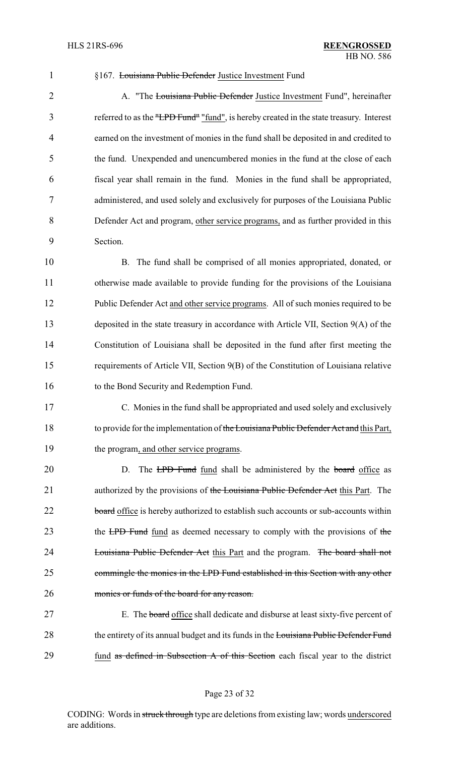§167. ~~Louisiana Public Defender~~ Justice Investment Fund

A. "The ~~Louisiana Public Defender~~ Justice Investment Fund", hereinafter referred to as the ~~"LPD Fund"~~ "fund", is hereby created in the state treasury. Interest earned on the investment of monies in the fund shall be deposited in and credited to the fund. Unexpended and unencumbered monies in the fund at the close of each fiscal year shall remain in the fund. Monies in the fund shall be appropriated, administered, and used solely and exclusively for purposes of the Louisiana Public Defender Act and program, other service programs, and as further provided in this Section.

B. The fund shall be comprised of all monies appropriated, donated, or otherwise made available to provide funding for the provisions of the Louisiana Public Defender Act and other service programs. All of such monies required to be deposited in the state treasury in accordance with Article VII, Section 9(A) of the Constitution of Louisiana shall be deposited in the fund after first meeting the requirements of Article VII, Section 9(B) of the Constitution of Louisiana relative to the Bond Security and Redemption Fund.

C. Monies in the fund shall be appropriated and used solely and exclusively to provide for the implementation of ~~the Louisiana Public Defender Act and~~ this Part, the program, and other service programs.

D. The ~~LPD Fund~~ fund shall be administered by the ~~board~~ office as authorized by the provisions of ~~the Louisiana Public Defender Act~~ this Part. The ~~board~~ office is hereby authorized to establish such accounts or sub-accounts within the ~~LPD Fund~~ fund as deemed necessary to comply with the provisions of ~~the Louisiana Public Defender Act~~ this Part and the program. ~~The board shall not commingle the monies in the LPD Fund established in this Section with any other monies or funds of the board for any reason.~~

E. The ~~board~~ office shall dedicate and disburse at least sixty-five percent of the entirety of its annual budget and its funds in the ~~Louisiana Public Defender Fund~~ fund ~~as defined in Subsection A of this Section~~ each fiscal year to the district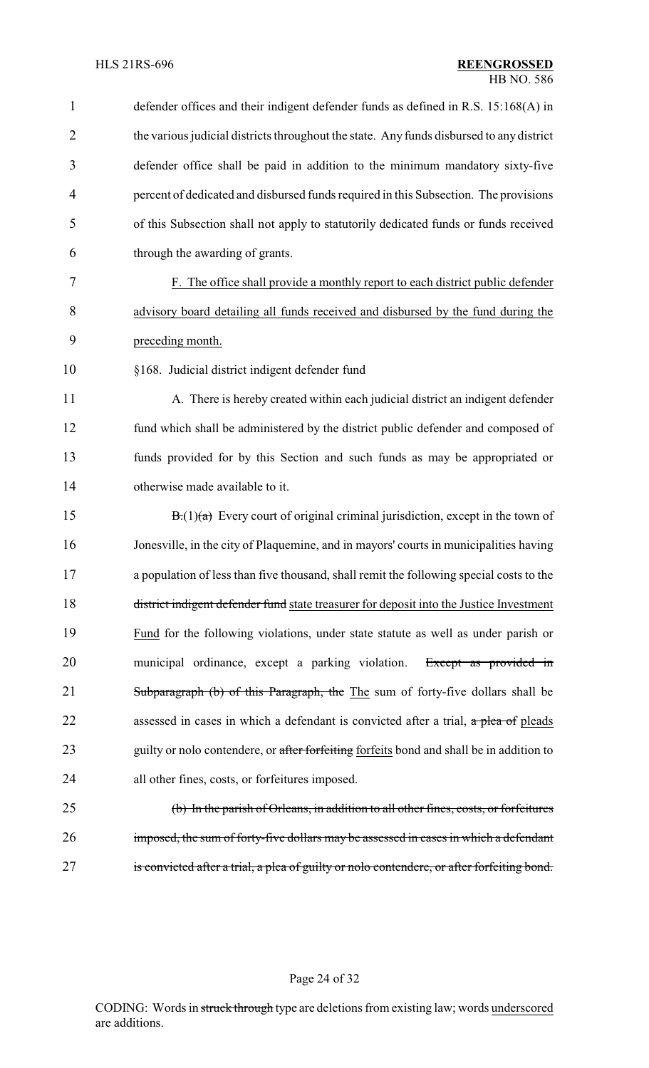defender offices and their indigent defender funds as defined in R.S. 15:168(A) in the various judicial districts throughout the state. Any funds disbursed to any district defender office shall be paid in addition to the minimum mandatory sixty-five percent of dedicated and disbursed funds required in this Subsection. The provisions of this Subsection shall not apply to statutorily dedicated funds or funds received through the awarding of grants.

<u>F. The office shall provide a monthly report to each district public defender advisory board detailing all funds received and disbursed by the fund during the preceding month.</u>

§168. Judicial district indigent defender fund

A. There is hereby created within each judicial district an indigent defender fund which shall be administered by the district public defender and composed of funds provided for by this Section and such funds as may be appropriated or otherwise made available to it.

~~B.~~(1)~~(a)~~ Every court of original criminal jurisdiction, except in the town of Jonesville, in the city of Plaquemine, and in mayors' courts in municipalities having a population of less than five thousand, shall remit the following special costs to the ~~district indigent defender fund~~ <u>state treasurer for deposit into the Justice Investment Fund</u> for the following violations, under state statute as well as under parish or municipal ordinance, except a parking violation. ~~Except as provided in Subparagraph (b) of this Paragraph, the~~ <u>The</u> sum of forty-five dollars shall be assessed in cases in which a defendant is convicted after a trial, ~~a plea of~~ <u>pleads</u> guilty or nolo contendere, or ~~after forfeiting~~ <u>forfeits</u> bond and shall be in addition to all other fines, costs, or forfeitures imposed.

~~(b) In the parish of Orleans, in addition to all other fines, costs, or forfeitures imposed, the sum of forty-five dollars may be assessed in cases in which a defendant is convicted after a trial, a plea of guilty or nolo contendere, or after forfeiting bond.~~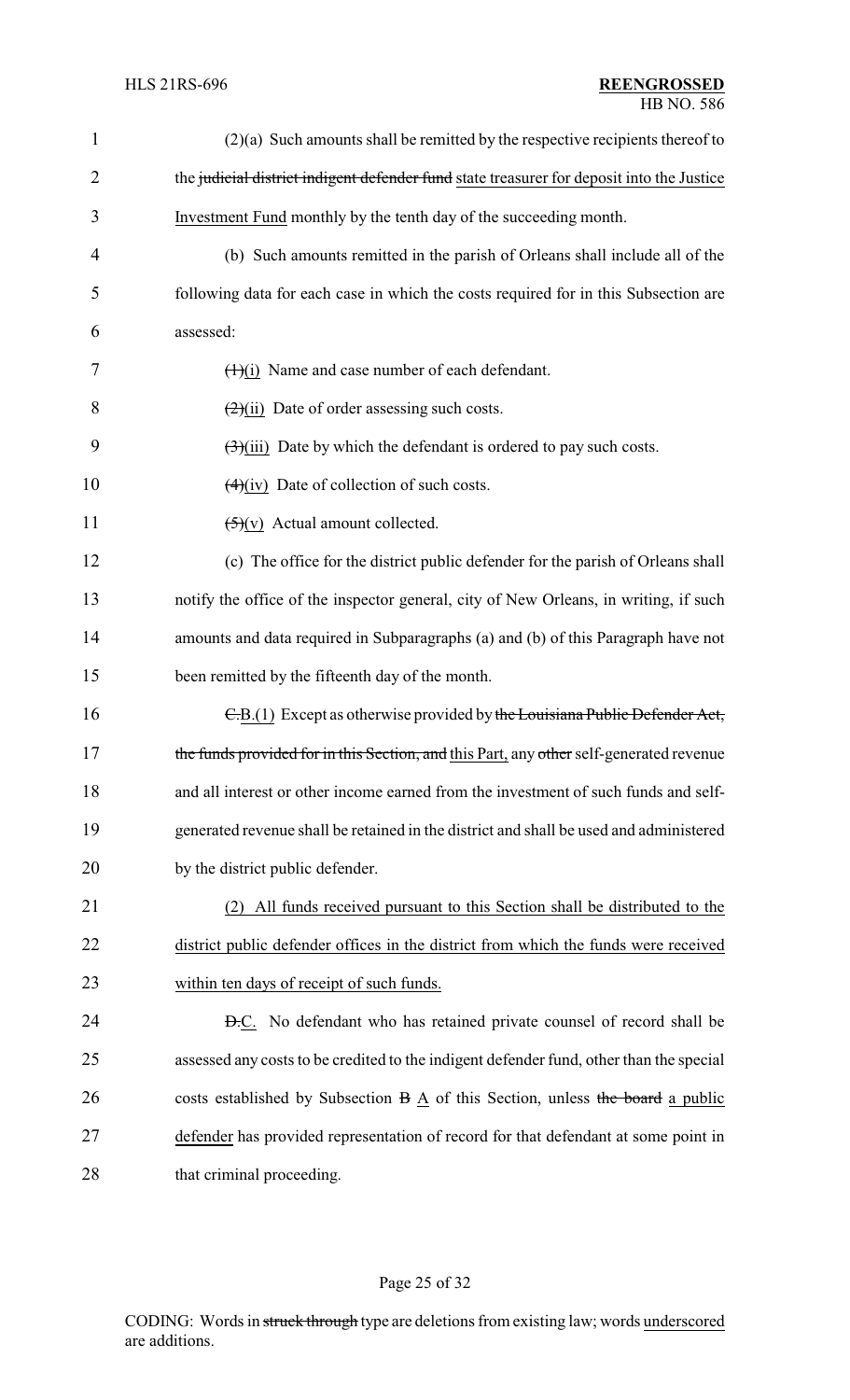(2)(a) Such amounts shall be remitted by the respective recipients thereof to the ~~judicial district indigent defender fund~~ state treasurer for deposit into the Justice Investment Fund monthly by the tenth day of the succeeding month.

(b) Such amounts remitted in the parish of Orleans shall include all of the following data for each case in which the costs required for in this Subsection are assessed:

~~(1)~~(i) Name and case number of each defendant.

~~(2)~~(ii) Date of order assessing such costs.

~~(3)~~(iii) Date by which the defendant is ordered to pay such costs.

~~(4)~~(iv) Date of collection of such costs.

~~(5)~~(v) Actual amount collected.

(c) The office for the district public defender for the parish of Orleans shall notify the office of the inspector general, city of New Orleans, in writing, if such amounts and data required in Subparagraphs (a) and (b) of this Paragraph have not been remitted by the fifteenth day of the month.

~~C.~~B.(1) Except as otherwise provided by ~~the Louisiana Public Defender Act, the funds provided for in this Section, and~~ this Part, any ~~other~~ self-generated revenue and all interest or other income earned from the investment of such funds and self-generated revenue shall be retained in the district and shall be used and administered by the district public defender.

(2) All funds received pursuant to this Section shall be distributed to the district public defender offices in the district from which the funds were received within ten days of receipt of such funds.

~~D.~~C. No defendant who has retained private counsel of record shall be assessed any costs to be credited to the indigent defender fund, other than the special costs established by Subsection ~~B~~ A of this Section, unless ~~the board~~ a public defender has provided representation of record for that defendant at some point in that criminal proceeding.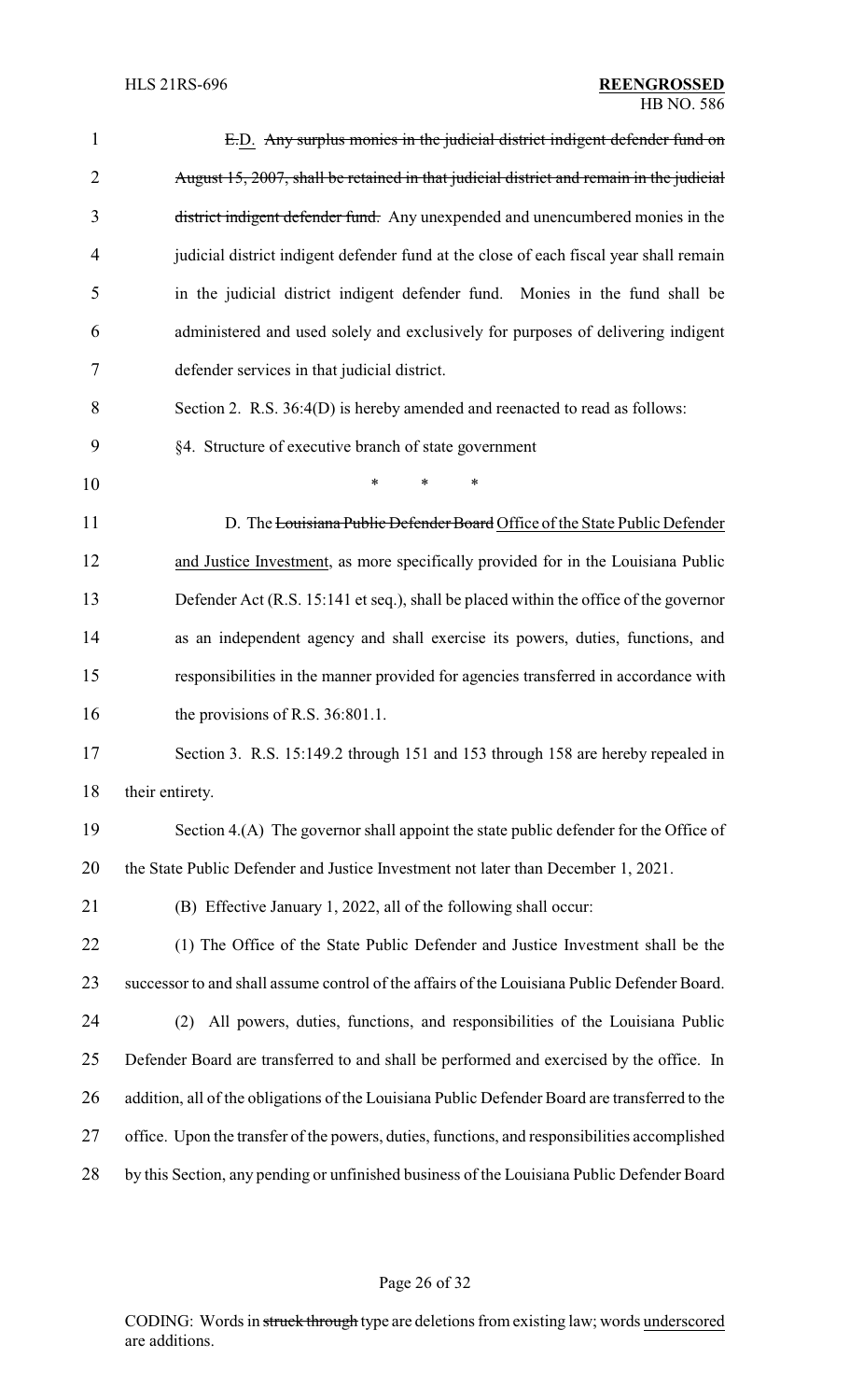E.D. ~~Any surplus monies in the judicial district indigent defender fund on August 15, 2007, shall be retained in that judicial district and remain in the judicial district indigent defender fund.~~ Any unexpended and unencumbered monies in the judicial district indigent defender fund at the close of each fiscal year shall remain in the judicial district indigent defender fund. Monies in the fund shall be administered and used solely and exclusively for purposes of delivering indigent defender services in that judicial district.

Section 2. R.S. 36:4(D) is hereby amended and reenacted to read as follows:

§4. Structure of executive branch of state government

\* \* \*

D. The ~~Louisiana Public Defender Board~~ <u>Office of the State Public Defender and Justice Investment</u>, as more specifically provided for in the Louisiana Public Defender Act (R.S. 15:141 et seq.), shall be placed within the office of the governor as an independent agency and shall exercise its powers, duties, functions, and responsibilities in the manner provided for agencies transferred in accordance with the provisions of R.S. 36:801.1.

Section 3. R.S. 15:149.2 through 151 and 153 through 158 are hereby repealed in their entirety.

Section 4.(A) The governor shall appoint the state public defender for the Office of the State Public Defender and Justice Investment not later than December 1, 2021.

(B) Effective January 1, 2022, all of the following shall occur:

(1) The Office of the State Public Defender and Justice Investment shall be the successor to and shall assume control of the affairs of the Louisiana Public Defender Board.

(2) All powers, duties, functions, and responsibilities of the Louisiana Public Defender Board are transferred to and shall be performed and exercised by the office. In addition, all of the obligations of the Louisiana Public Defender Board are transferred to the office. Upon the transfer of the powers, duties, functions, and responsibilities accomplished by this Section, any pending or unfinished business of the Louisiana Public Defender Board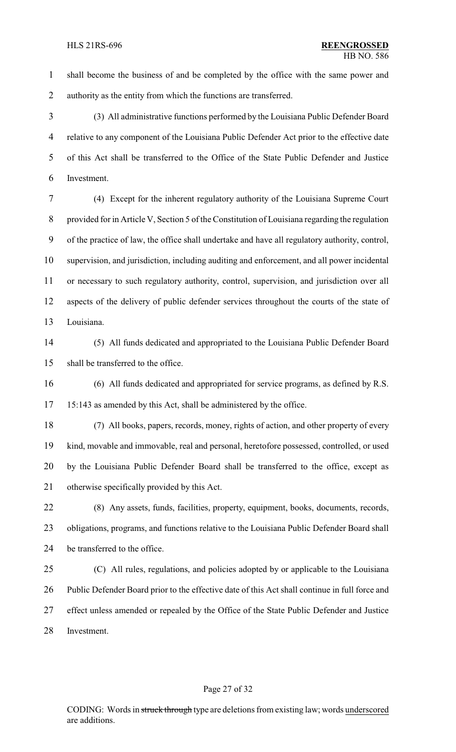shall become the business of and be completed by the office with the same power and authority as the entity from which the functions are transferred.

(3) All administrative functions performed by the Louisiana Public Defender Board relative to any component of the Louisiana Public Defender Act prior to the effective date of this Act shall be transferred to the Office of the State Public Defender and Justice Investment.

(4) Except for the inherent regulatory authority of the Louisiana Supreme Court provided for in Article V, Section 5 of the Constitution of Louisiana regarding the regulation of the practice of law, the office shall undertake and have all regulatory authority, control, supervision, and jurisdiction, including auditing and enforcement, and all power incidental or necessary to such regulatory authority, control, supervision, and jurisdiction over all aspects of the delivery of public defender services throughout the courts of the state of Louisiana.

(5) All funds dedicated and appropriated to the Louisiana Public Defender Board shall be transferred to the office.

(6) All funds dedicated and appropriated for service programs, as defined by R.S. 15:143 as amended by this Act, shall be administered by the office.

(7) All books, papers, records, money, rights of action, and other property of every kind, movable and immovable, real and personal, heretofore possessed, controlled, or used by the Louisiana Public Defender Board shall be transferred to the office, except as otherwise specifically provided by this Act.

(8) Any assets, funds, facilities, property, equipment, books, documents, records, obligations, programs, and functions relative to the Louisiana Public Defender Board shall be transferred to the office.

(C) All rules, regulations, and policies adopted by or applicable to the Louisiana Public Defender Board prior to the effective date of this Act shall continue in full force and effect unless amended or repealed by the Office of the State Public Defender and Justice Investment.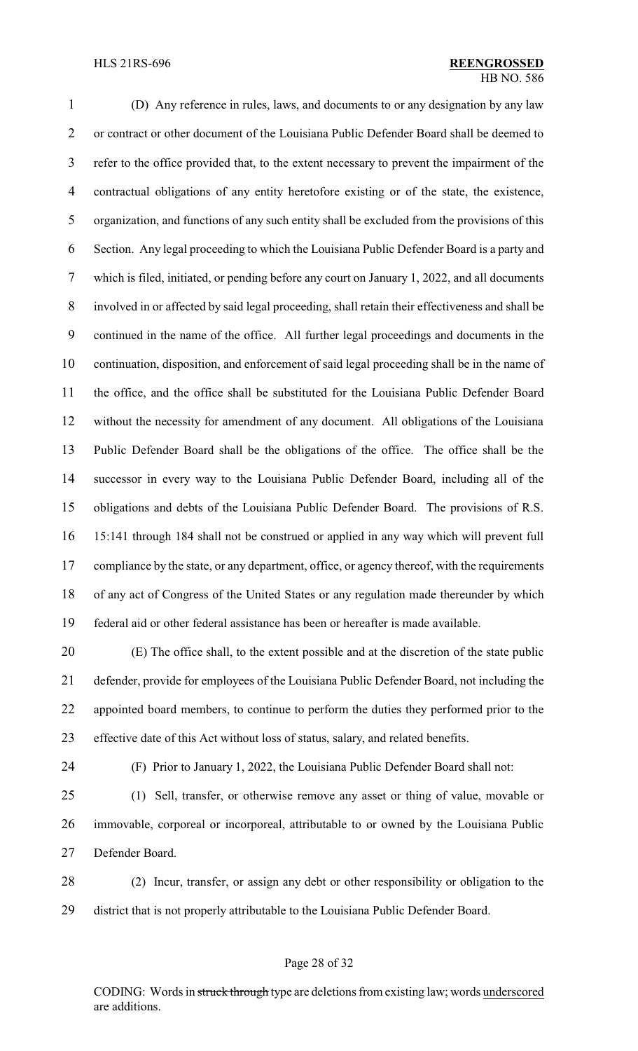(D) Any reference in rules, laws, and documents to or any designation by any law or contract or other document of the Louisiana Public Defender Board shall be deemed to refer to the office provided that, to the extent necessary to prevent the impairment of the contractual obligations of any entity heretofore existing or of the state, the existence, organization, and functions of any such entity shall be excluded from the provisions of this Section. Any legal proceeding to which the Louisiana Public Defender Board is a party and which is filed, initiated, or pending before any court on January 1, 2022, and all documents involved in or affected by said legal proceeding, shall retain their effectiveness and shall be continued in the name of the office. All further legal proceedings and documents in the continuation, disposition, and enforcement of said legal proceeding shall be in the name of the office, and the office shall be substituted for the Louisiana Public Defender Board without the necessity for amendment of any document. All obligations of the Louisiana Public Defender Board shall be the obligations of the office. The office shall be the successor in every way to the Louisiana Public Defender Board, including all of the obligations and debts of the Louisiana Public Defender Board. The provisions of R.S. 15:141 through 184 shall not be construed or applied in any way which will prevent full compliance by the state, or any department, office, or agency thereof, with the requirements of any act of Congress of the United States or any regulation made thereunder by which federal aid or other federal assistance has been or hereafter is made available.

(E) The office shall, to the extent possible and at the discretion of the state public defender, provide for employees of the Louisiana Public Defender Board, not including the appointed board members, to continue to perform the duties they performed prior to the effective date of this Act without loss of status, salary, and related benefits.

(F) Prior to January 1, 2022, the Louisiana Public Defender Board shall not:

(1) Sell, transfer, or otherwise remove any asset or thing of value, movable or immovable, corporeal or incorporeal, attributable to or owned by the Louisiana Public Defender Board.

(2) Incur, transfer, or assign any debt or other responsibility or obligation to the district that is not properly attributable to the Louisiana Public Defender Board.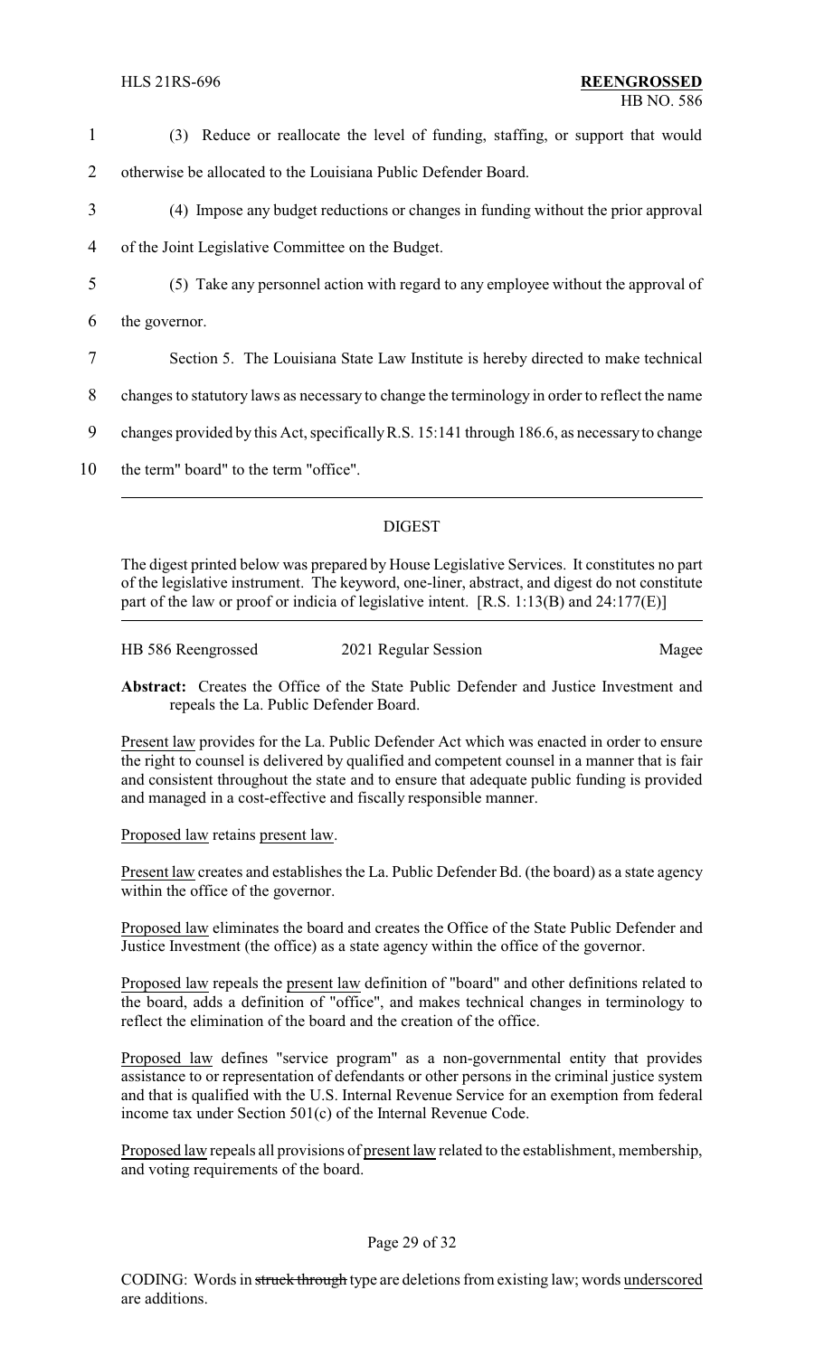(3) Reduce or reallocate the level of funding, staffing, or support that would otherwise be allocated to the Louisiana Public Defender Board.

(4) Impose any budget reductions or changes in funding without the prior approval of the Joint Legislative Committee on the Budget.

(5) Take any personnel action with regard to any employee without the approval of the governor.

Section 5. The Louisiana State Law Institute is hereby directed to make technical changes to statutory laws as necessary to change the terminology in order to reflect the name changes provided by this Act, specifically R.S. 15:141 through 186.6, as necessary to change the term" board" to the term "office".

## DIGEST

The digest printed below was prepared by House Legislative Services. It constitutes no part of the legislative instrument. The keyword, one-liner, abstract, and digest do not constitute part of the law or proof or indicia of legislative intent. [R.S. 1:13(B) and 24:177(E)]

HB 586 Reengrossed — 2021 Regular Session — Magee

**Abstract:** Creates the Office of the State Public Defender and Justice Investment and repeals the La. Public Defender Board.

Present law provides for the La. Public Defender Act which was enacted in order to ensure the right to counsel is delivered by qualified and competent counsel in a manner that is fair and consistent throughout the state and to ensure that adequate public funding is provided and managed in a cost-effective and fiscally responsible manner.

Proposed law retains present law.

Present law creates and establishes the La. Public Defender Bd. (the board) as a state agency within the office of the governor.

Proposed law eliminates the board and creates the Office of the State Public Defender and Justice Investment (the office) as a state agency within the office of the governor.

Proposed law repeals the present law definition of "board" and other definitions related to the board, adds a definition of "office", and makes technical changes in terminology to reflect the elimination of the board and the creation of the office.

Proposed law defines "service program" as a non-governmental entity that provides assistance to or representation of defendants or other persons in the criminal justice system and that is qualified with the U.S. Internal Revenue Service for an exemption from federal income tax under Section 501(c) of the Internal Revenue Code.

Proposed law repeals all provisions of present law related to the establishment, membership, and voting requirements of the board.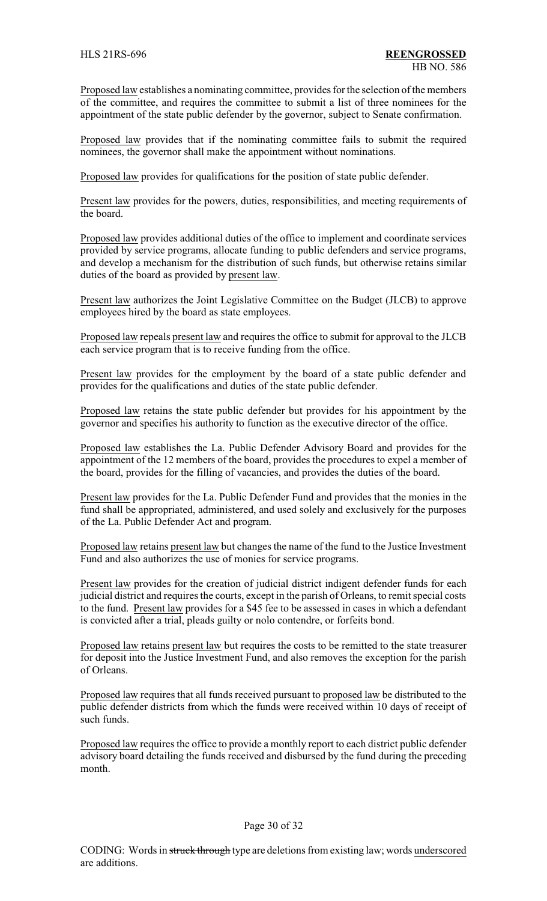Proposed law establishes a nominating committee, provides for the selection of the members of the committee, and requires the committee to submit a list of three nominees for the appointment of the state public defender by the governor, subject to Senate confirmation.

Proposed law provides that if the nominating committee fails to submit the required nominees, the governor shall make the appointment without nominations.

Proposed law provides for qualifications for the position of state public defender.

Present law provides for the powers, duties, responsibilities, and meeting requirements of the board.

Proposed law provides additional duties of the office to implement and coordinate services provided by service programs, allocate funding to public defenders and service programs, and develop a mechanism for the distribution of such funds, but otherwise retains similar duties of the board as provided by present law.

Present law authorizes the Joint Legislative Committee on the Budget (JLCB) to approve employees hired by the board as state employees.

Proposed law repeals present law and requires the office to submit for approval to the JLCB each service program that is to receive funding from the office.

Present law provides for the employment by the board of a state public defender and provides for the qualifications and duties of the state public defender.

Proposed law retains the state public defender but provides for his appointment by the governor and specifies his authority to function as the executive director of the office.

Proposed law establishes the La. Public Defender Advisory Board and provides for the appointment of the 12 members of the board, provides the procedures to expel a member of the board, provides for the filling of vacancies, and provides the duties of the board.

Present law provides for the La. Public Defender Fund and provides that the monies in the fund shall be appropriated, administered, and used solely and exclusively for the purposes of the La. Public Defender Act and program.

Proposed law retains present law but changes the name of the fund to the Justice Investment Fund and also authorizes the use of monies for service programs.

Present law provides for the creation of judicial district indigent defender funds for each judicial district and requires the courts, except in the parish of Orleans, to remit special costs to the fund. Present law provides for a $45 fee to be assessed in cases in which a defendant is convicted after a trial, pleads guilty or nolo contendre, or forfeits bond.

Proposed law retains present law but requires the costs to be remitted to the state treasurer for deposit into the Justice Investment Fund, and also removes the exception for the parish of Orleans.

Proposed law requires that all funds received pursuant to proposed law be distributed to the public defender districts from which the funds were received within 10 days of receipt of such funds.

Proposed law requires the office to provide a monthly report to each district public defender advisory board detailing the funds received and disbursed by the fund during the preceding month.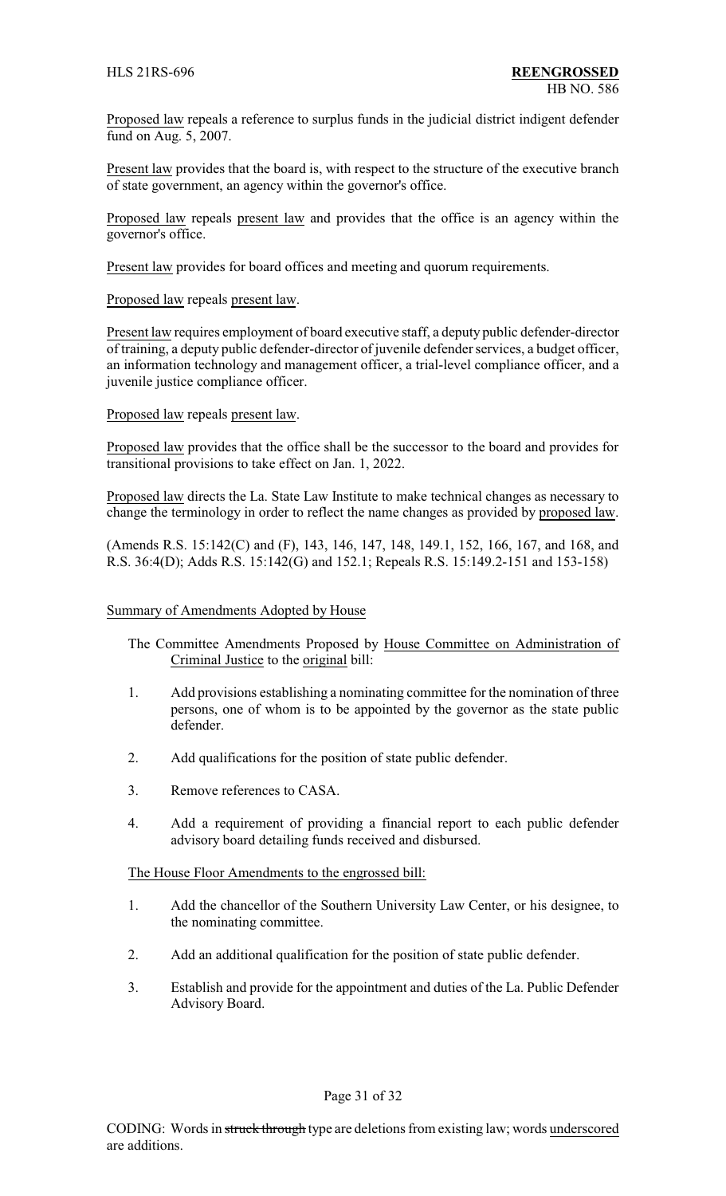Proposed law repeals a reference to surplus funds in the judicial district indigent defender fund on Aug. 5, 2007.

Present law provides that the board is, with respect to the structure of the executive branch of state government, an agency within the governor's office.

Proposed law repeals present law and provides that the office is an agency within the governor's office.

Present law provides for board offices and meeting and quorum requirements.

Proposed law repeals present law.

Present law requires employment of board executive staff, a deputy public defender-director of training, a deputy public defender-director of juvenile defender services, a budget officer, an information technology and management officer, a trial-level compliance officer, and a juvenile justice compliance officer.

Proposed law repeals present law.

Proposed law provides that the office shall be the successor to the board and provides for transitional provisions to take effect on Jan. 1, 2022.

Proposed law directs the La. State Law Institute to make technical changes as necessary to change the terminology in order to reflect the name changes as provided by proposed law.

(Amends R.S. 15:142(C) and (F), 143, 146, 147, 148, 149.1, 152, 166, 167, and 168, and R.S. 36:4(D); Adds R.S. 15:142(G) and 152.1; Repeals R.S. 15:149.2-151 and 153-158)

Summary of Amendments Adopted by House

The Committee Amendments Proposed by House Committee on Administration of Criminal Justice to the original bill:

1. Add provisions establishing a nominating committee for the nomination of three persons, one of whom is to be appointed by the governor as the state public defender.
2. Add qualifications for the position of state public defender.
3. Remove references to CASA.
4. Add a requirement of providing a financial report to each public defender advisory board detailing funds received and disbursed.

The House Floor Amendments to the engrossed bill:

1. Add the chancellor of the Southern University Law Center, or his designee, to the nominating committee.
2. Add an additional qualification for the position of state public defender.
3. Establish and provide for the appointment and duties of the La. Public Defender Advisory Board.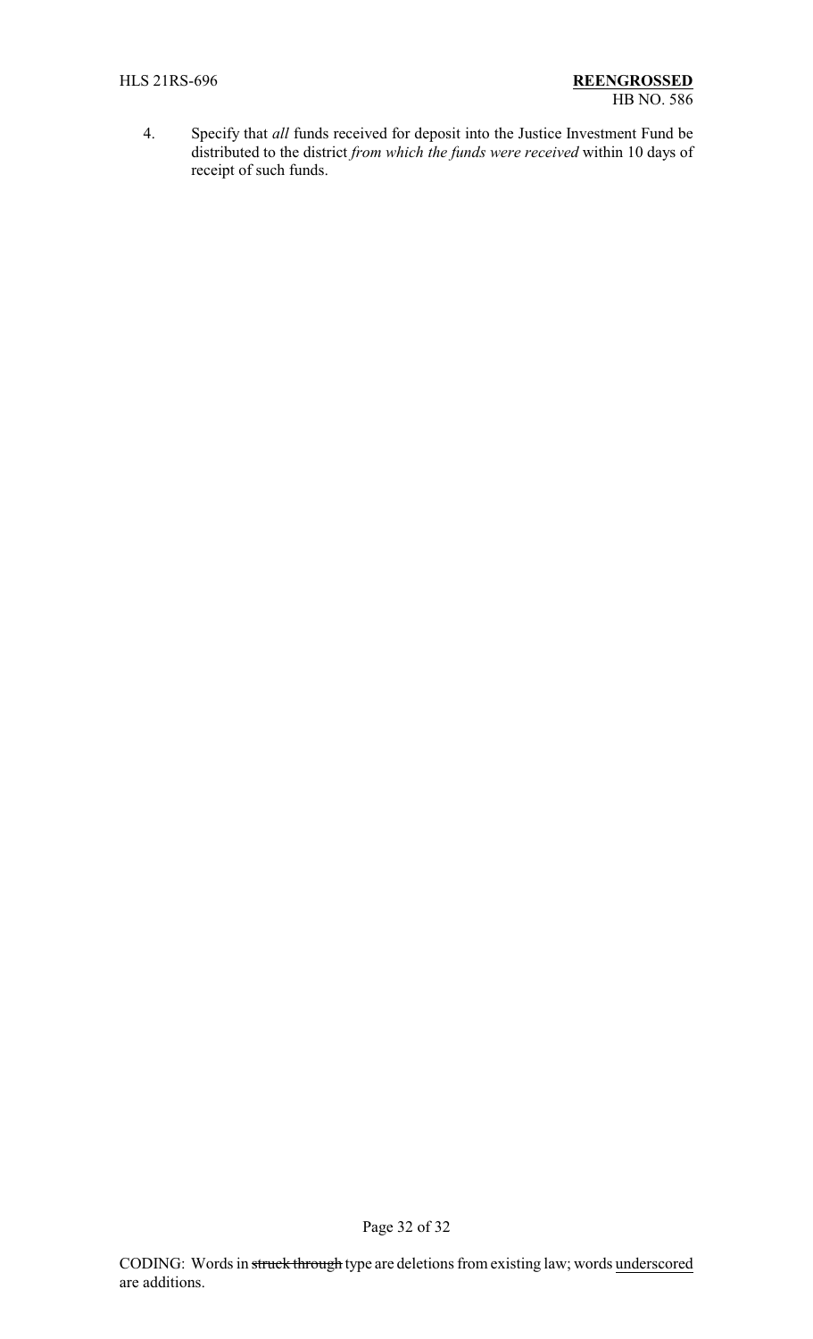4. Specify that *all* funds received for deposit into the Justice Investment Fund be distributed to the district *from which the funds were received* within 10 days of receipt of such funds.

CODING: Words in ~~struck through~~ type are deletions from existing law; words underscored are additions.